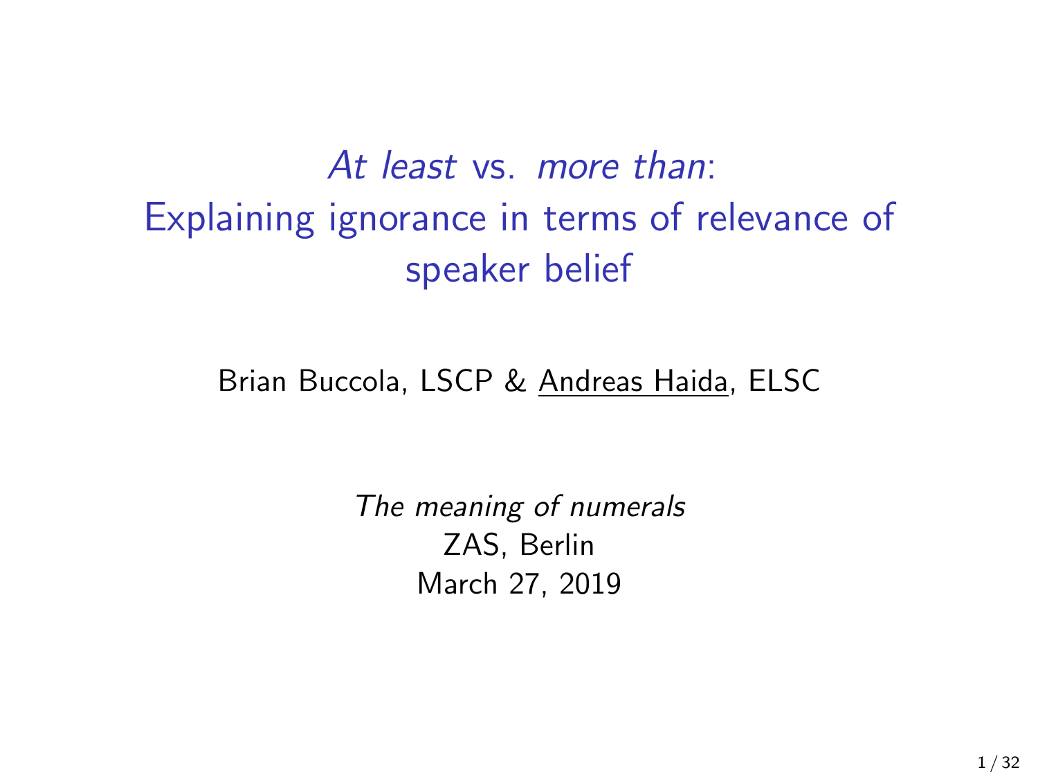# *At least* vs. *more than*: Explaining ignorance in terms of relevance of speaker belief

Brian Buccola, LSCP & Andreas Haida, ELSC

*The meaning of numerals*
ZAS, Berlin
March 27, 2019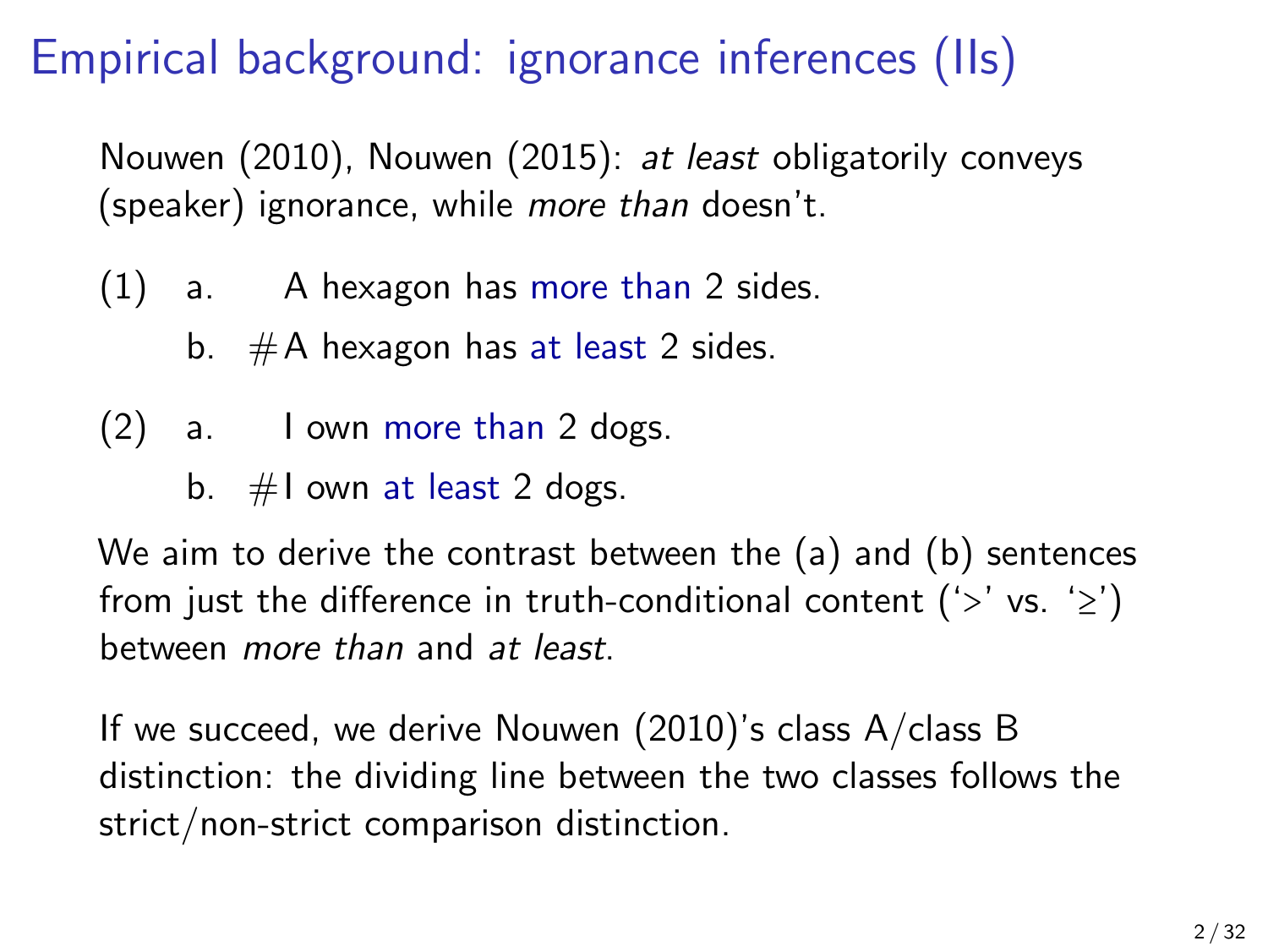# Empirical background: ignorance inferences (IIs)

Nouwen (2010), Nouwen (2015): *at least* obligatorily conveys (speaker) ignorance, while *more than* doesn't.

(1) a. A hexagon has more than 2 sides.

&nbsp;&nbsp;&nbsp;&nbsp;b. #A hexagon has at least 2 sides.

(2) a. I own more than 2 dogs.

&nbsp;&nbsp;&nbsp;&nbsp;b. #I own at least 2 dogs.

We aim to derive the contrast between the (a) and (b) sentences from just the difference in truth-conditional content ('$>$' vs. '$\geq$') between *more than* and *at least*.

If we succeed, we derive Nouwen (2010)'s class A/class B distinction: the dividing line between the two classes follows the strict/non-strict comparison distinction.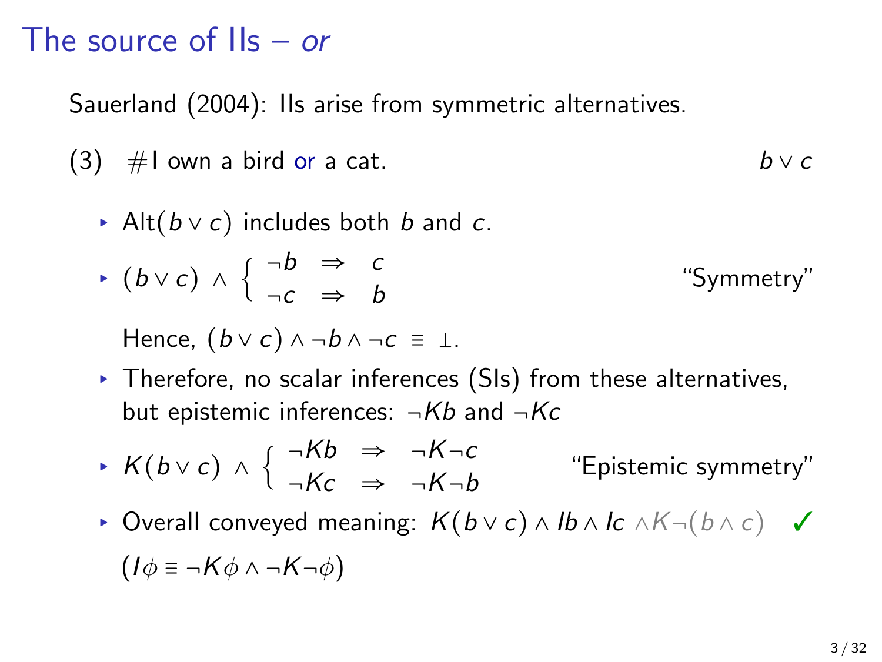# The source of IIs – *or*

Sauerland (2004): IIs arise from symmetric alternatives.

(3) #I own a bird or a cat. $b \vee c$

- Alt($b \vee c$) includes both $b$ and $c$.
- $(b \vee c) \wedge \left\{ \begin{array}{lll} \neg b & \Rightarrow & c \\ \neg c & \Rightarrow & b \end{array} \right.$ "Symmetry"

  Hence, $(b \vee c) \wedge \neg b \wedge \neg c \equiv \bot$.
- Therefore, no scalar inferences (SIs) from these alternatives, but epistemic inferences: $\neg Kb$ and $\neg Kc$
- $K(b \vee c) \wedge \left\{ \begin{array}{lll} \neg Kb & \Rightarrow & \neg K \neg c \\ \neg Kc & \Rightarrow & \neg K \neg b \end{array} \right.$ "Epistemic symmetry"
- Overall conveyed meaning: $K(b \vee c) \wedge Ib \wedge Ic \wedge K\neg(b \wedge c)$ ✓

  $(I\phi \equiv \neg K\phi \wedge \neg K \neg \phi)$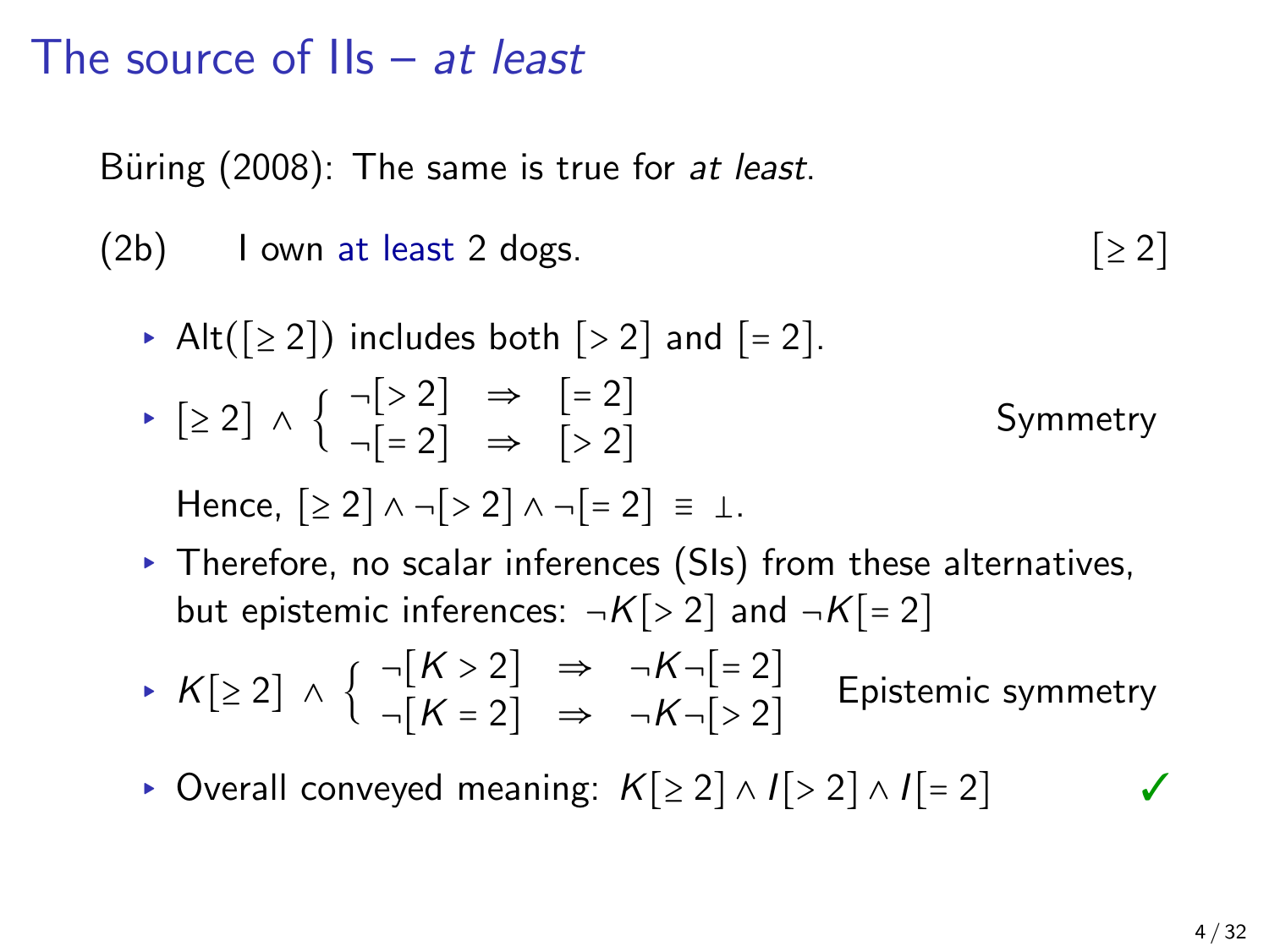# The source of IIs – *at least*

Büring (2008): The same is true for *at least*.

(2b) I own at least 2 dogs. $[\geq 2]$

- $\text{Alt}([\geq 2])$ includes both $[>2]$ and $[=2]$.
- $[\geq 2] \wedge \left\{ \begin{array}{lll} \neg[>2] & \Rightarrow & [=2] \\ \neg[=2] & \Rightarrow & [>2] \end{array} \right.$ Symmetry

  Hence, $[\geq 2] \wedge \neg[>2] \wedge \neg[=2] \equiv \bot$.
- Therefore, no scalar inferences (SIs) from these alternatives, but epistemic inferences: $\neg K[>2]$ and $\neg K[=2]$
- $K[\geq 2] \wedge \left\{ \begin{array}{lll} \neg[K>2] & \Rightarrow & \neg K\neg[=2] \\ \neg[K=2] & \Rightarrow & \neg K\neg[>2] \end{array} \right.$ Epistemic symmetry
- Overall conveyed meaning: $K[\geq 2] \wedge I[>2] \wedge I[=2]$ ✓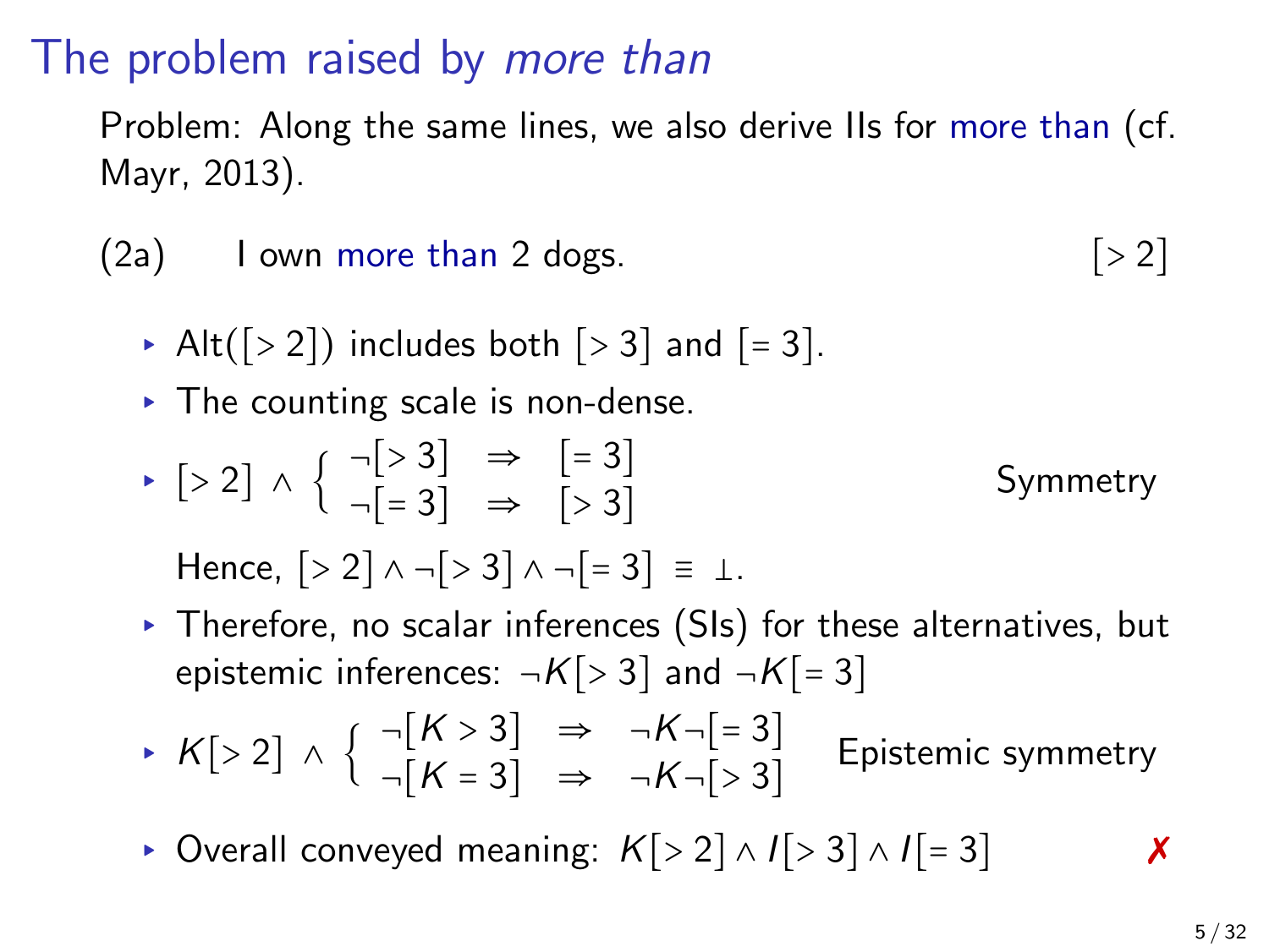# The problem raised by *more than*

Problem: Along the same lines, we also derive IIs for more than (cf. Mayr, 2013).

(2a) I own more than 2 dogs. $[>2]$

- Alt($[>2]$) includes both $[>3]$ and $[=3]$.
- The counting scale is non-dense.
- $[>2] \wedge \begin{cases} \neg[>3] & \Rightarrow & [=3] \\ \neg[=3] & \Rightarrow & [>3] \end{cases}$ Symmetry

  Hence, $[>2] \wedge \neg[>3] \wedge \neg[=3] \equiv \bot$.
- Therefore, no scalar inferences (SIs) for these alternatives, but epistemic inferences: $\neg K[>3]$ and $\neg K[=3]$
- $K[>2] \wedge \begin{cases} \neg[K>3] & \Rightarrow & \neg K\neg[=3] \\ \neg[K=3] & \Rightarrow & \neg K\neg[>3] \end{cases}$ Epistemic symmetry
- Overall conveyed meaning: $K[>2] \wedge I[>3] \wedge I[=3]$ ✗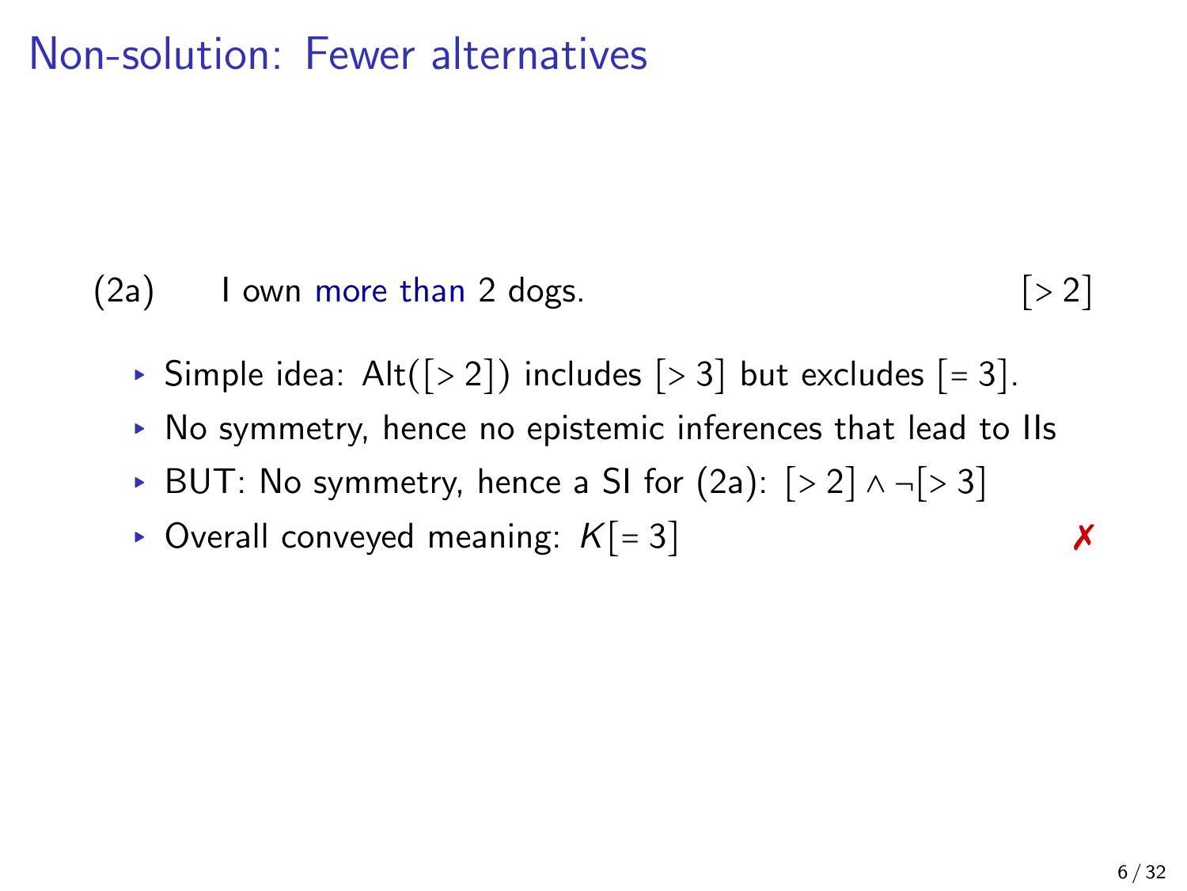# Non-solution: Fewer alternatives

(2a) I own more than 2 dogs. $[>2]$

- Simple idea: $\text{Alt}([>2])$ includes $[>3]$ but excludes $[=3]$.
- No symmetry, hence no epistemic inferences that lead to IIs
- BUT: No symmetry, hence a SI for (2a): $[>2] \wedge \neg[>3]$
- Overall conveyed meaning: $K[=3]$ ✗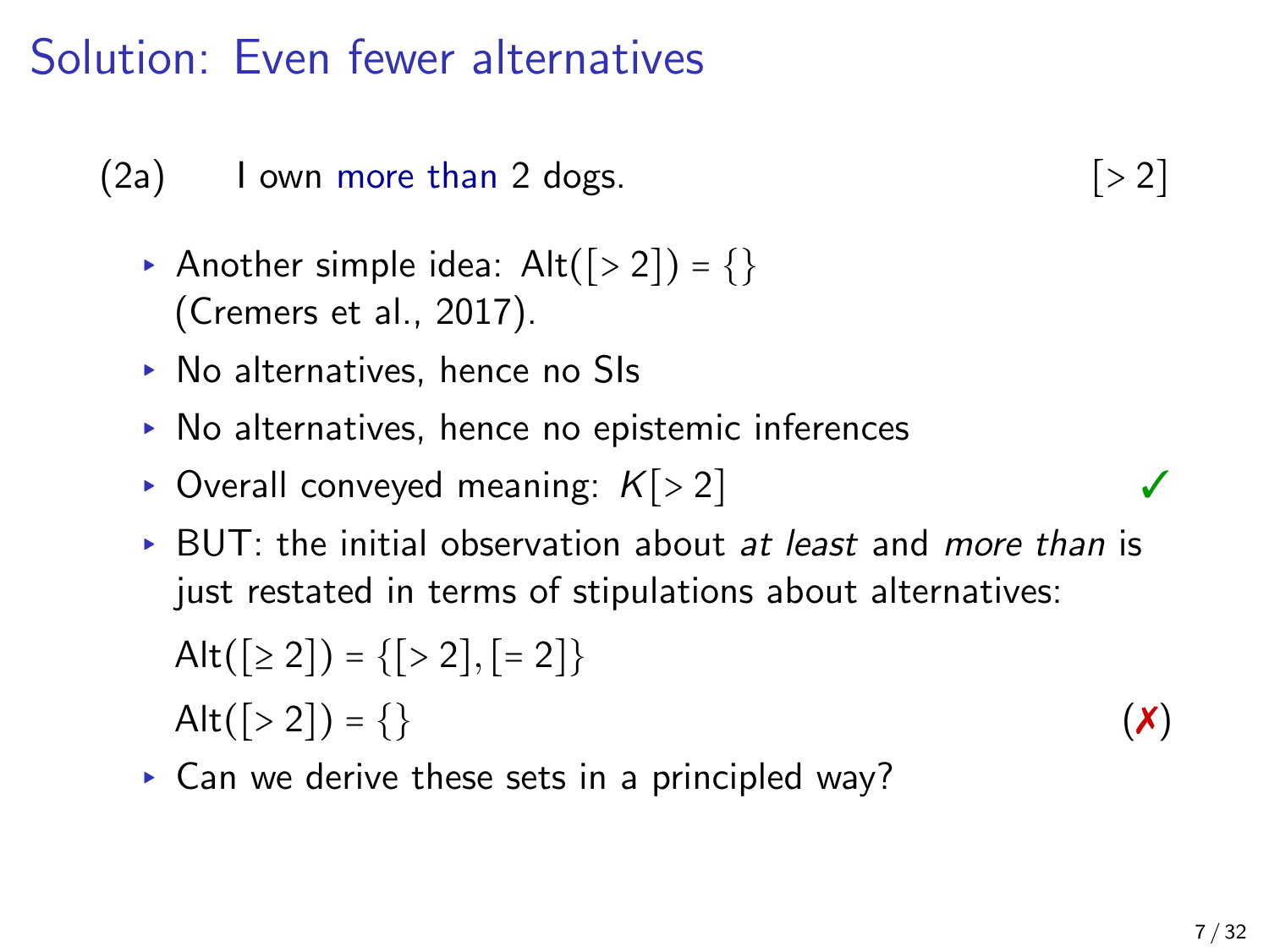# Solution: Even fewer alternatives

(2a) I own more than 2 dogs. $[>2]$

- Another simple idea: $\text{Alt}([>2]) = \{\}$ (Cremers et al., 2017).
- No alternatives, hence no SIs
- No alternatives, hence no epistemic inferences
- Overall conveyed meaning: $K[>2]$ ✓
- BUT: the initial observation about *at least* and *more than* is just restated in terms of stipulations about alternatives:

  $\text{Alt}([\geq 2]) = \{[>2], [=2]\}$

  $\text{Alt}([>2]) = \{\}$ (✗)
- Can we derive these sets in a principled way?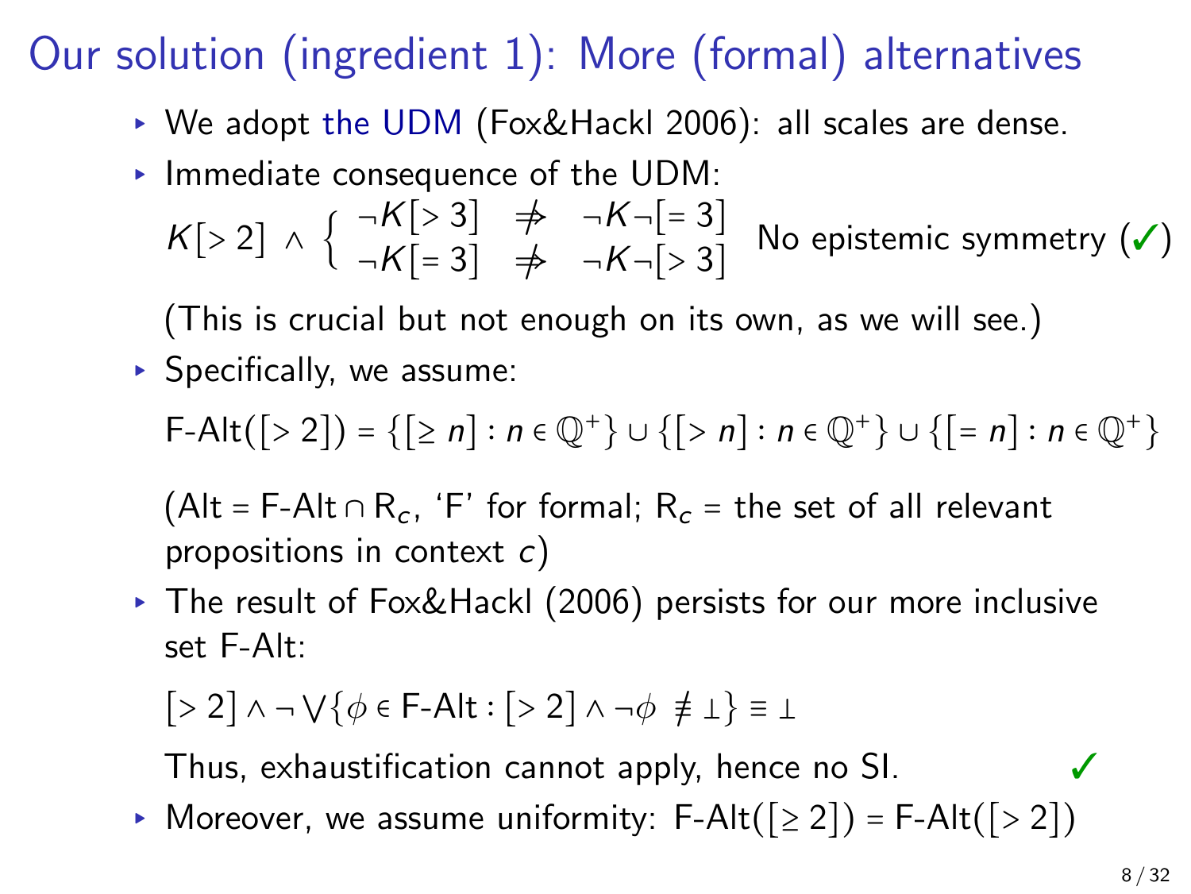# Our solution (ingredient 1): More (formal) alternatives

- We adopt the UDM (Fox&Hackl 2006): all scales are dense.
- Immediate consequence of the UDM:

  $K[>2] \wedge \left\{ \begin{array}{lcl} \neg K[>3] & \not\Rightarrow & \neg K\neg[=3] \\ \neg K[=3] & \not\Rightarrow & \neg K\neg[>3] \end{array} \right.$ No epistemic symmetry (✓)

  (This is crucial but not enough on its own, as we will see.)
- Specifically, we assume:

  $\text{F-Alt}([>2]) = \{[\geq n] : n \in \mathbb{Q}^+\} \cup \{[>n] : n \in \mathbb{Q}^+\} \cup \{[=n] : n \in \mathbb{Q}^+\}$

  ($\text{Alt} = \text{F-Alt} \cap \text{R}_c$, 'F' for formal; $\text{R}_c$ = the set of all relevant propositions in context $c$)
- The result of Fox&Hackl (2006) persists for our more inclusive set F-Alt:

  $[>2] \wedge \neg \bigvee \{\phi \in \text{F-Alt} : [>2] \wedge \neg\phi \not\equiv \bot\} \equiv \bot$

  Thus, exhaustification cannot apply, hence no SI. ✓
- Moreover, we assume uniformity: $\text{F-Alt}([\geq 2]) = \text{F-Alt}([>2])$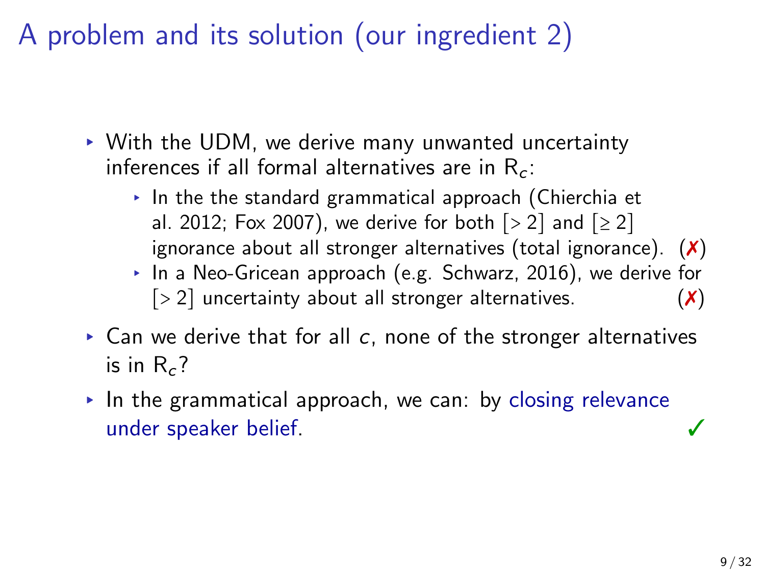# A problem and its solution (our ingredient 2)

- With the UDM, we derive many unwanted uncertainty inferences if all formal alternatives are in $\mathsf{R}_c$:
  - In the the standard grammatical approach (Chierchia et al. 2012; Fox 2007), we derive for both $[>2]$ and $[\geq 2]$ ignorance about all stronger alternatives (total ignorance). (✗)
  - In a Neo-Gricean approach (e.g. Schwarz, 2016), we derive for $[>2]$ uncertainty about all stronger alternatives. (✗)
- Can we derive that for all $c$, none of the stronger alternatives is in $\mathsf{R}_c$?
- In the grammatical approach, we can: by closing relevance under speaker belief. ✓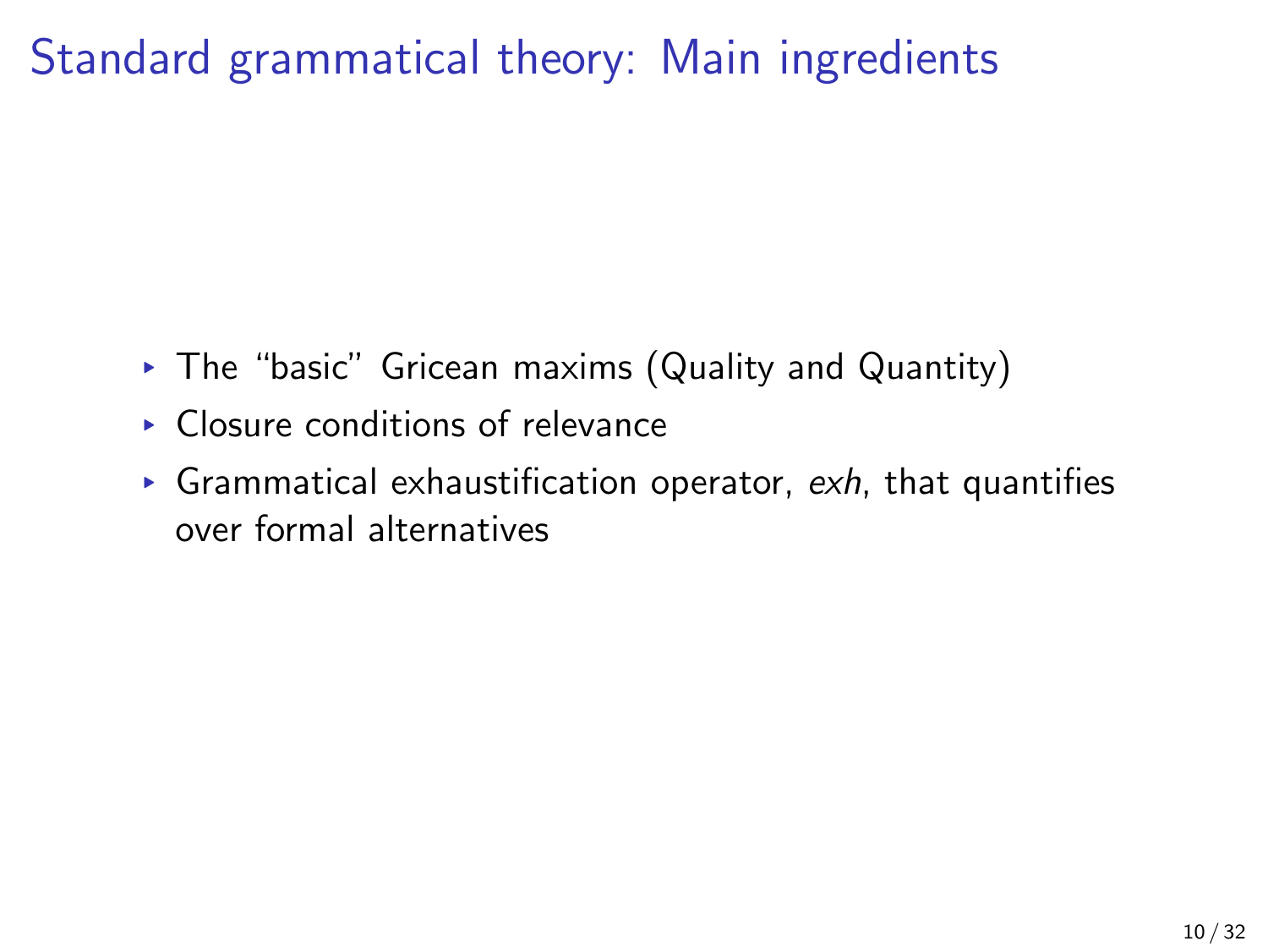# Standard grammatical theory: Main ingredients

- The "basic" Gricean maxims (Quality and Quantity)
- Closure conditions of relevance
- Grammatical exhaustification operator, *exh*, that quantifies over formal alternatives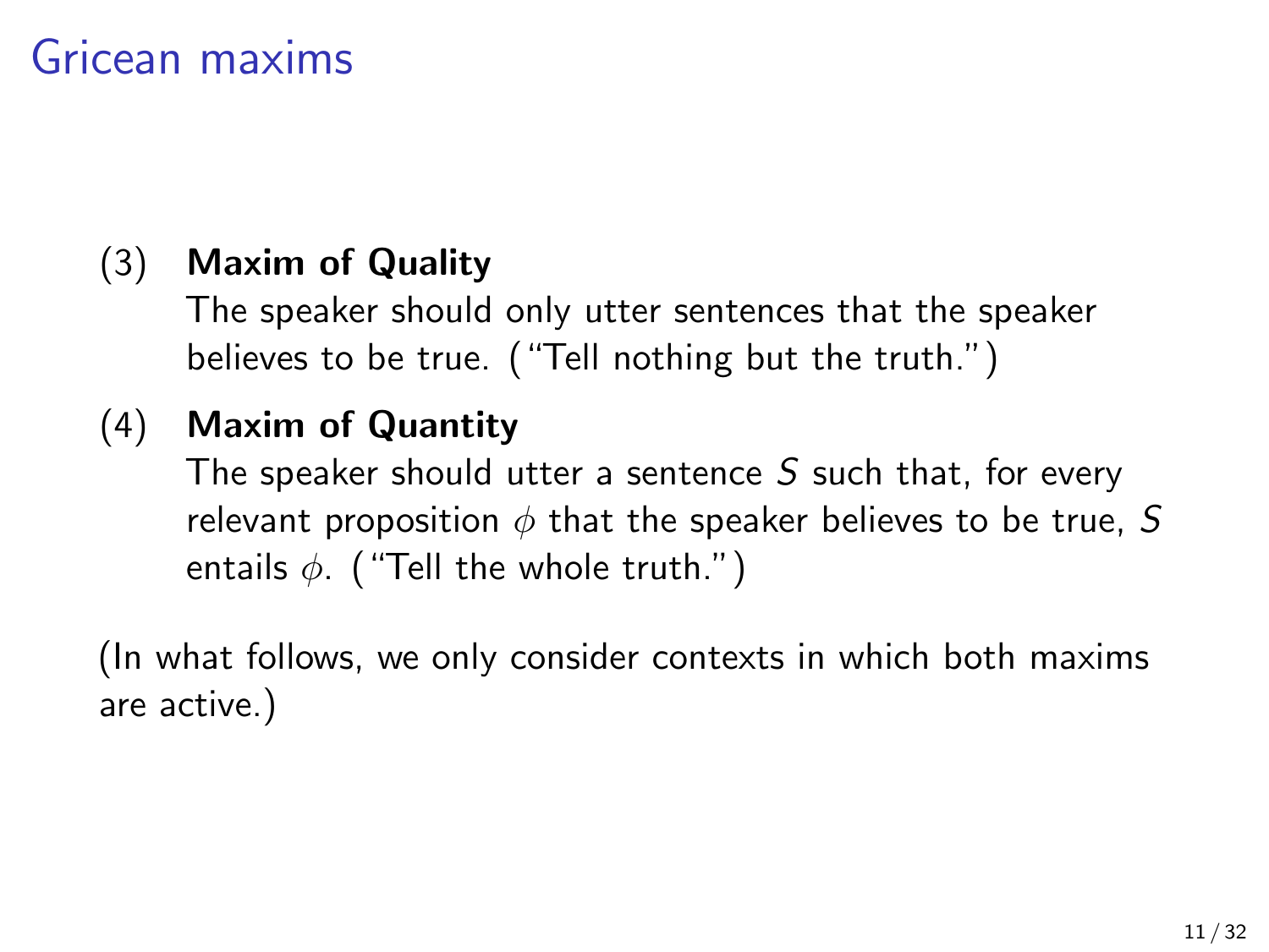# Gricean maxims

(3) **Maxim of Quality**
The speaker should only utter sentences that the speaker believes to be true. ("Tell nothing but the truth.")

(4) **Maxim of Quantity**
The speaker should utter a sentence $S$ such that, for every relevant proposition $\phi$ that the speaker believes to be true, $S$ entails $\phi$. ("Tell the whole truth.")

(In what follows, we only consider contexts in which both maxims are active.)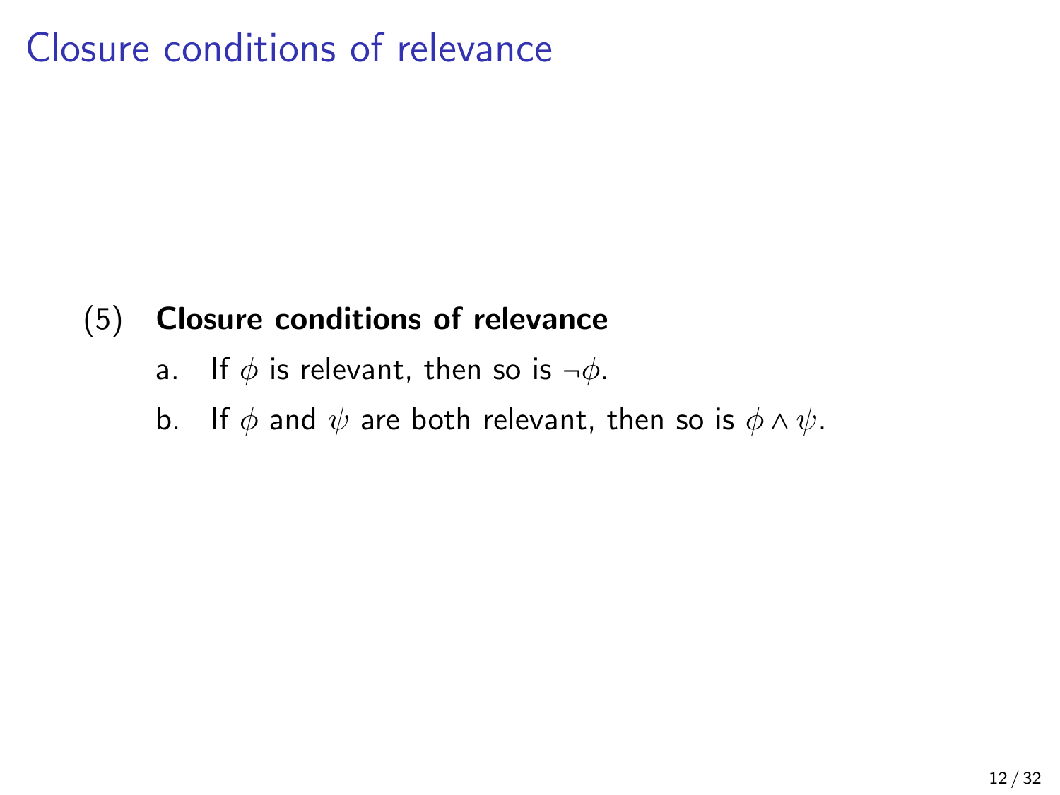# Closure conditions of relevance

(5) **Closure conditions of relevance**

a. If $\phi$ is relevant, then so is $\neg\phi$.

b. If $\phi$ and $\psi$ are both relevant, then so is $\phi \wedge \psi$.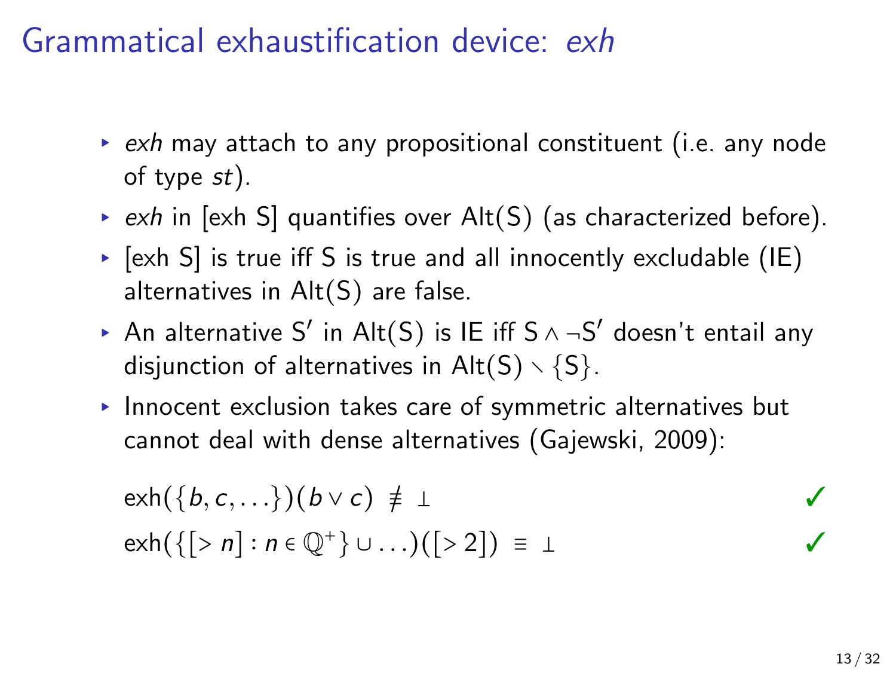# Grammatical exhaustification device: *exh*

- *exh* may attach to any propositional constituent (i.e. any node of type *st*).
- *exh* in [exh S] quantifies over Alt(S) (as characterized before).
- [exh S] is true iff S is true and all innocently excludable (IE) alternatives in Alt(S) are false.
- An alternative S′ in Alt(S) is IE iff $S \wedge \neg S'$ doesn't entail any disjunction of alternatives in $\text{Alt}(S) \setminus \{S\}$.
- Innocent exclusion takes care of symmetric alternatives but cannot deal with dense alternatives (Gajewski, 2009):

$$\text{exh}(\{b, c, \ldots\})(b \vee c) \not\equiv \bot \qquad ✓$$

$$\text{exh}(\{[> n] : n \in \mathbb{Q}^+\} \cup \ldots)([> 2]) \equiv \bot \qquad ✓$$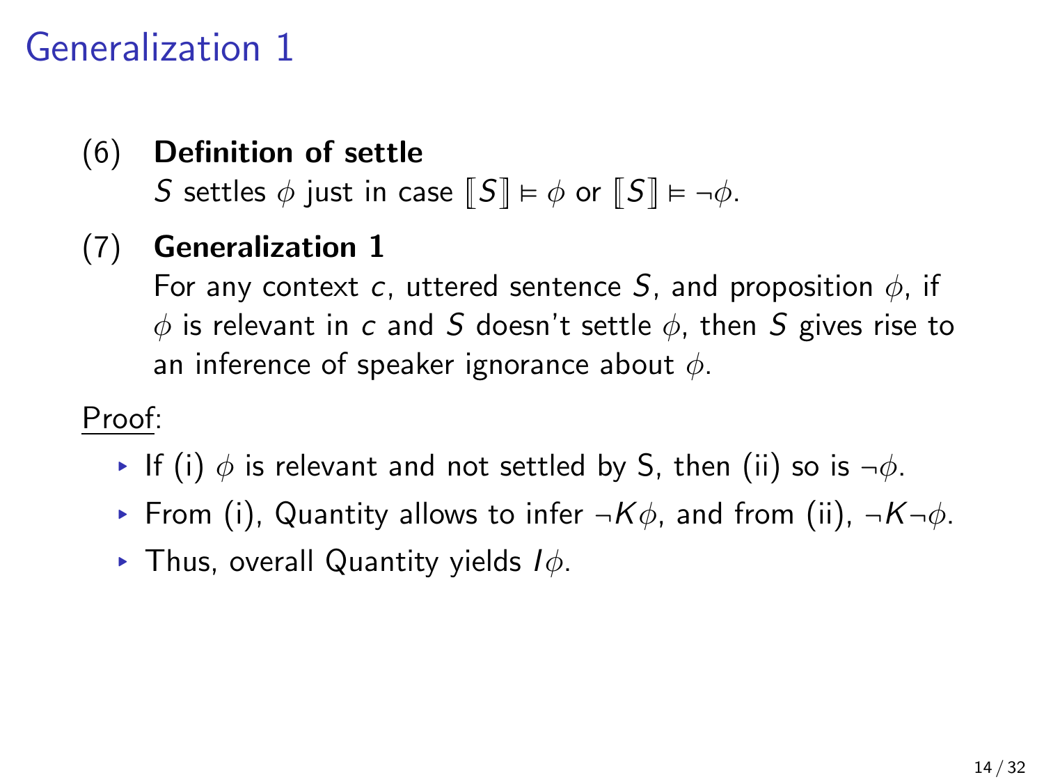# Generalization 1

(6) **Definition of settle**
$S$ settles $\phi$ just in case $[\![S]\!] \vDash \phi$ or $[\![S]\!] \vDash \neg\phi$.

(7) **Generalization 1**
For any context $c$, uttered sentence $S$, and proposition $\phi$, if $\phi$ is relevant in $c$ and $S$ doesn't settle $\phi$, then $S$ gives rise to an inference of speaker ignorance about $\phi$.

Proof:

- If (i) $\phi$ is relevant and not settled by S, then (ii) so is $\neg\phi$.
- From (i), Quantity allows to infer $\neg K\phi$, and from (ii), $\neg K\neg\phi$.
- Thus, overall Quantity yields $I\phi$.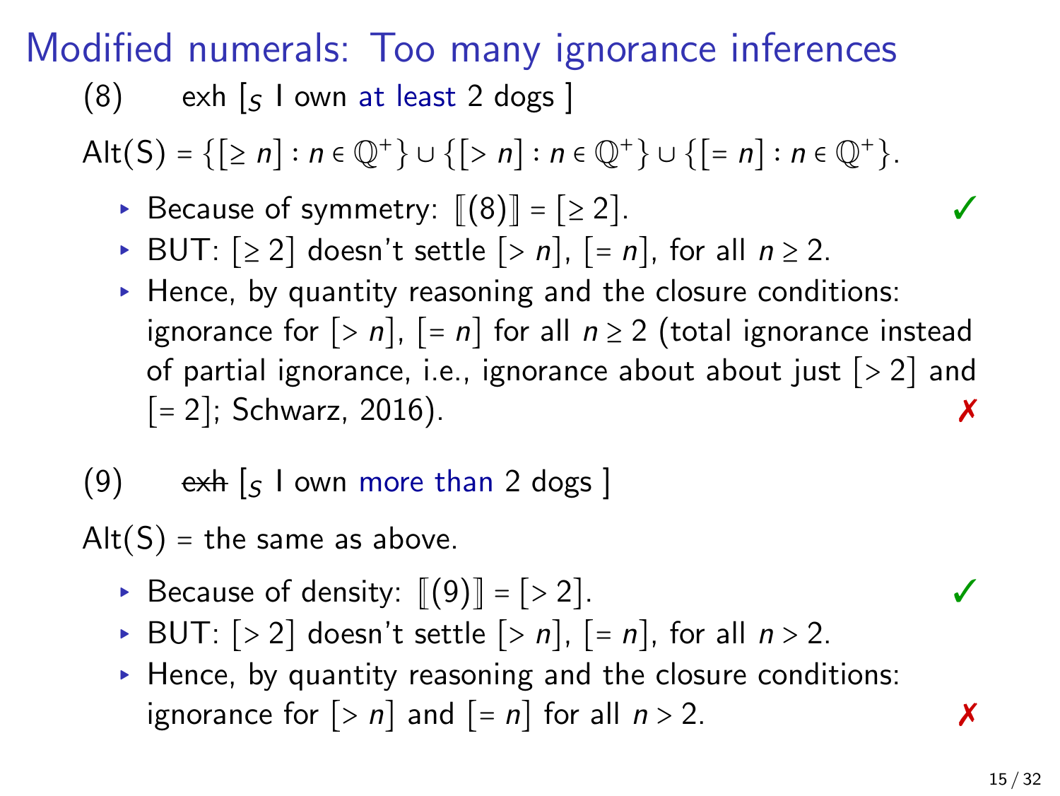# Modified numerals: Too many ignorance inferences

(8) exh [$_S$ I own at least 2 dogs ]

$\text{Alt}(S) = \{[\geq n] : n \in \mathbb{Q}^+\} \cup \{[> n] : n \in \mathbb{Q}^+\} \cup \{[= n] : n \in \mathbb{Q}^+\}$.

- Because of symmetry: $[\![(8)]\!] = [\geq 2]$. ✓
- BUT: $[\geq 2]$ doesn't settle $[> n]$, $[= n]$, for all $n \geq 2$.
- Hence, by quantity reasoning and the closure conditions: ignorance for $[> n]$, $[= n]$ for all $n \geq 2$ (total ignorance instead of partial ignorance, i.e., ignorance about about just $[> 2]$ and $[= 2]$; Schwarz, 2016). ✗

(9) ~~exh~~ [$_S$ I own more than 2 dogs ]

$\text{Alt}(S)$ = the same as above.

- Because of density: $[\![(9)]\!] = [> 2]$. ✓
- BUT: $[> 2]$ doesn't settle $[> n]$, $[= n]$, for all $n > 2$.
- Hence, by quantity reasoning and the closure conditions: ignorance for $[> n]$ and $[= n]$ for all $n > 2$. ✗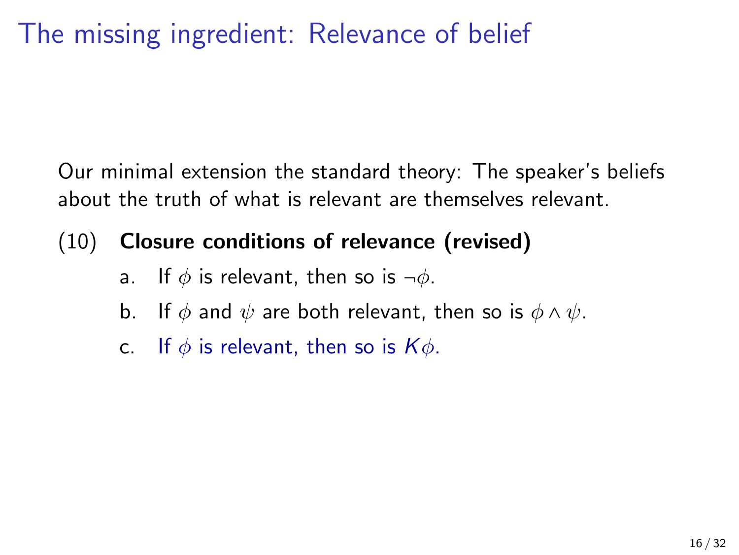# The missing ingredient: Relevance of belief

Our minimal extension the standard theory: The speaker's beliefs about the truth of what is relevant are themselves relevant.

(10) **Closure conditions of relevance (revised)**

a. If $\phi$ is relevant, then so is $\neg\phi$.

b. If $\phi$ and $\psi$ are both relevant, then so is $\phi \wedge \psi$.

c. If $\phi$ is relevant, then so is $K\phi$.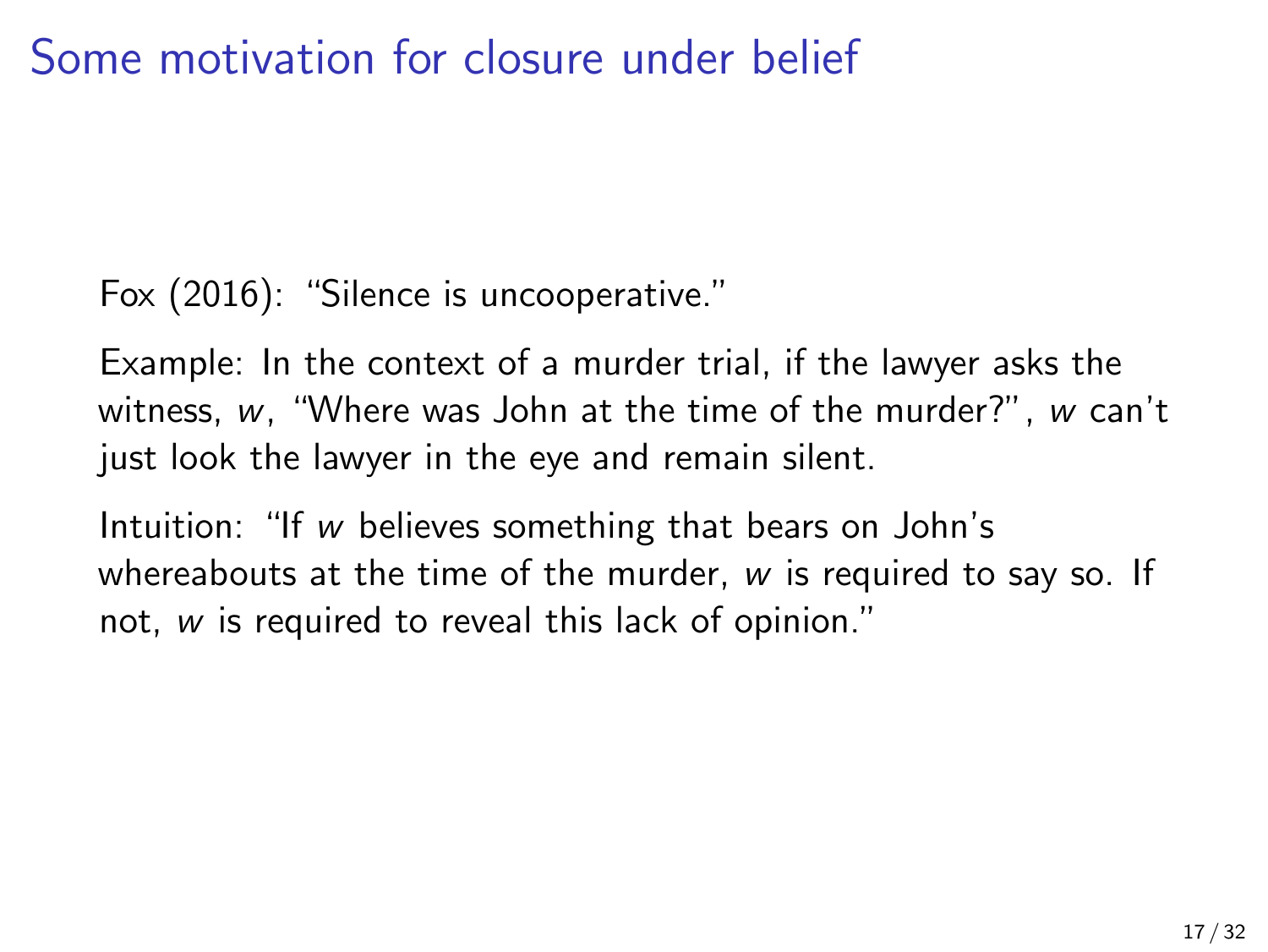# Some motivation for closure under belief

Fox (2016): "Silence is uncooperative."

Example: In the context of a murder trial, if the lawyer asks the witness, *w*, "Where was John at the time of the murder?", *w* can't just look the lawyer in the eye and remain silent.

Intuition: "If *w* believes something that bears on John's whereabouts at the time of the murder, *w* is required to say so. If not, *w* is required to reveal this lack of opinion."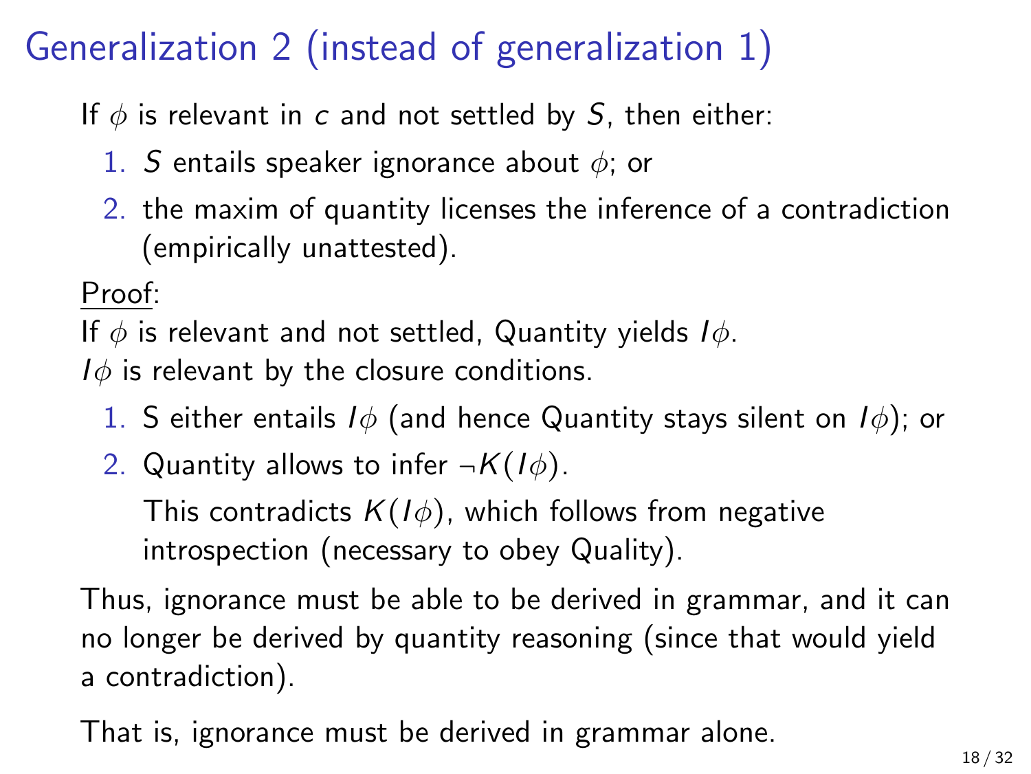# Generalization 2 (instead of generalization 1)

If $\phi$ is relevant in $c$ and not settled by $S$, then either:

1. $S$ entails speaker ignorance about $\phi$; or
2. the maxim of quantity licenses the inference of a contradiction (empirically unattested).

Proof:

If $\phi$ is relevant and not settled, Quantity yields $I\phi$.

$I\phi$ is relevant by the closure conditions.

1. S either entails $I\phi$ (and hence Quantity stays silent on $I\phi$); or
2. Quantity allows to infer $\neg K(I\phi)$.

   This contradicts $K(I\phi)$, which follows from negative introspection (necessary to obey Quality).

Thus, ignorance must be able to be derived in grammar, and it can no longer be derived by quantity reasoning (since that would yield a contradiction).

That is, ignorance must be derived in grammar alone.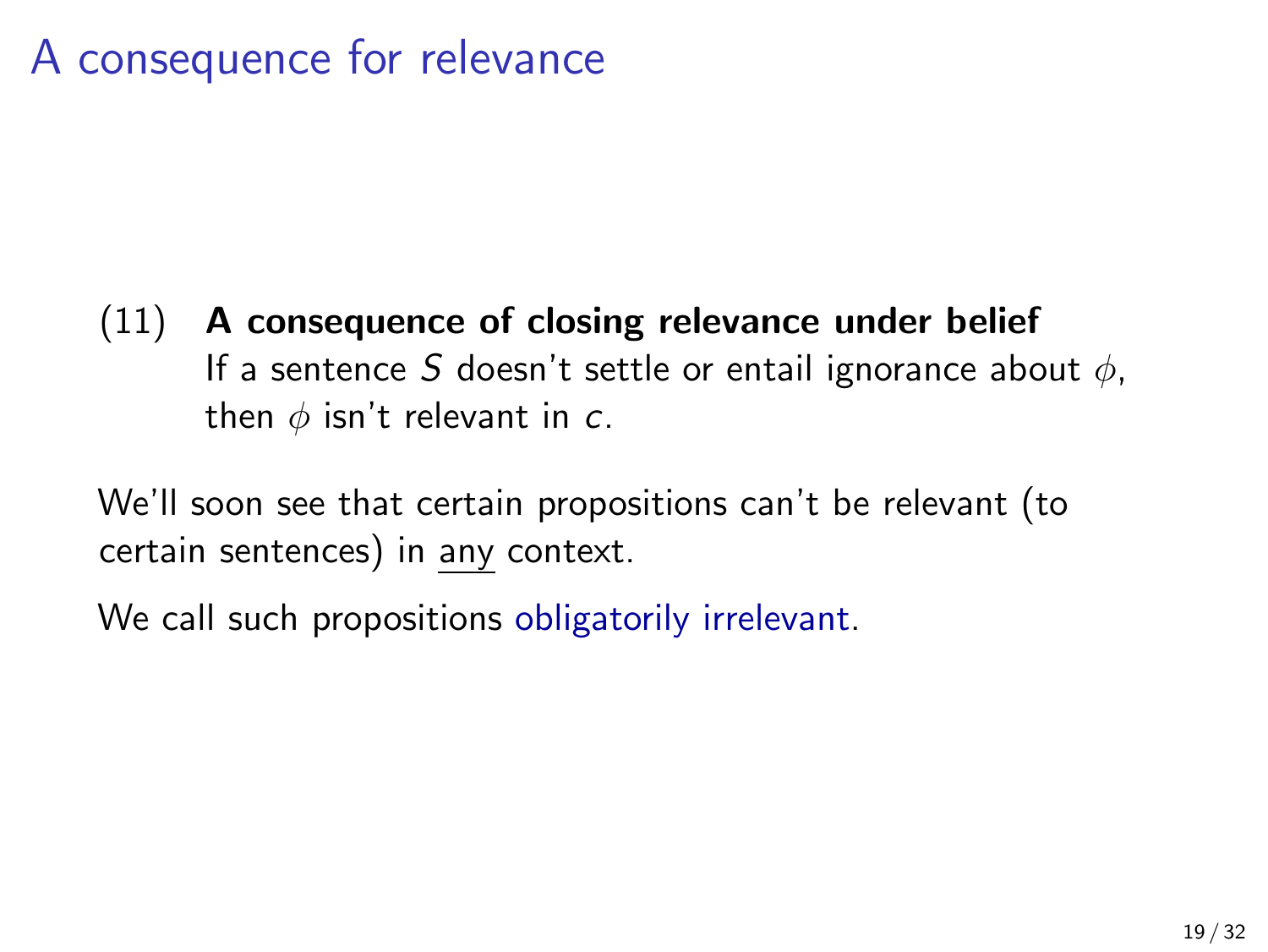# A consequence for relevance

(11) **A consequence of closing relevance under belief**
If a sentence $S$ doesn't settle or entail ignorance about $\phi$, then $\phi$ isn't relevant in $c$.

We'll soon see that certain propositions can't be relevant (to certain sentences) in <u>any</u> context.

We call such propositions obligatorily irrelevant.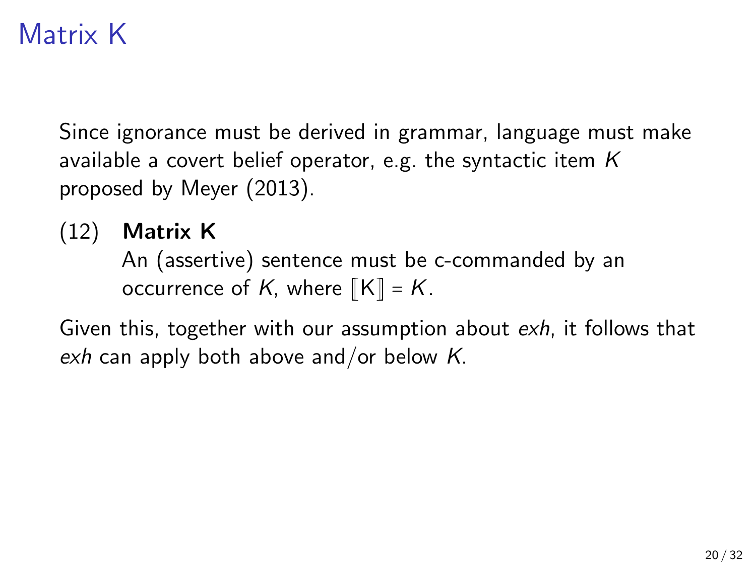# Matrix K

Since ignorance must be derived in grammar, language must make available a covert belief operator, e.g. the syntactic item *K* proposed by Meyer (2013).

(12) **Matrix K**
An (assertive) sentence must be c-commanded by an occurrence of *K*, where $[\![\mathrm{K}]\!] = K$.

Given this, together with our assumption about *exh*, it follows that *exh* can apply both above and/or below *K*.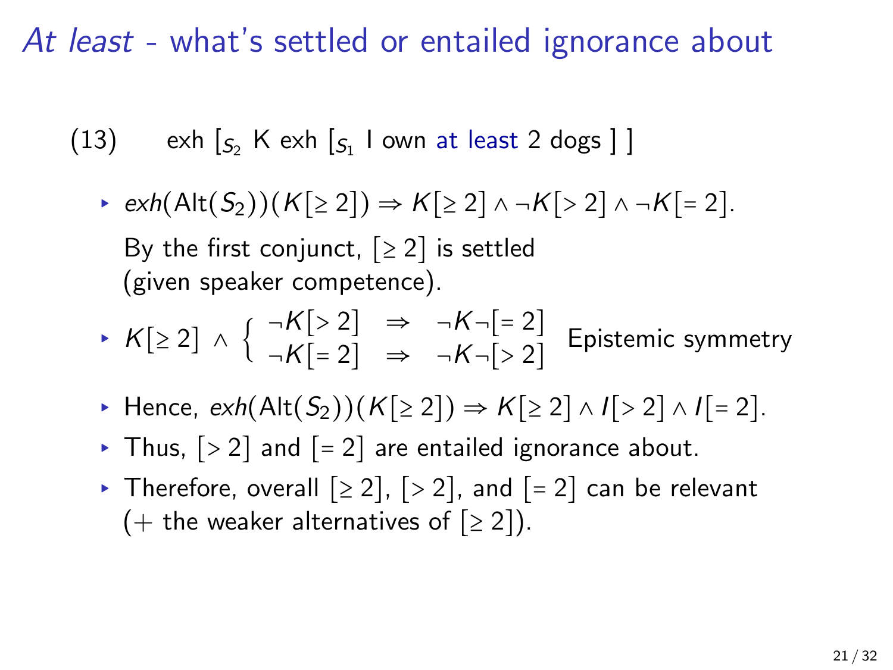# *At least* - what's settled or entailed ignorance about

(13) exh $[_{S_2}$ K exh $[_{S_1}$ I own at least 2 dogs ] ]

- $exh(\text{Alt}(S_2))(K[\geq 2]) \Rightarrow K[\geq 2] \wedge \neg K[> 2] \wedge \neg K[= 2]$.

  By the first conjunct, $[\geq 2]$ is settled (given speaker competence).

- $K[\geq 2] \wedge \begin{cases} \neg K[> 2] & \Rightarrow \quad \neg K \neg [= 2] \\ \neg K[= 2] & \Rightarrow \quad \neg K \neg [> 2] \end{cases}$ Epistemic symmetry

- Hence, $exh(\text{Alt}(S_2))(K[\geq 2]) \Rightarrow K[\geq 2] \wedge I[> 2] \wedge I[= 2]$.
- Thus, $[> 2]$ and $[= 2]$ are entailed ignorance about.
- Therefore, overall $[\geq 2]$, $[> 2]$, and $[= 2]$ can be relevant (+ the weaker alternatives of $[\geq 2]$).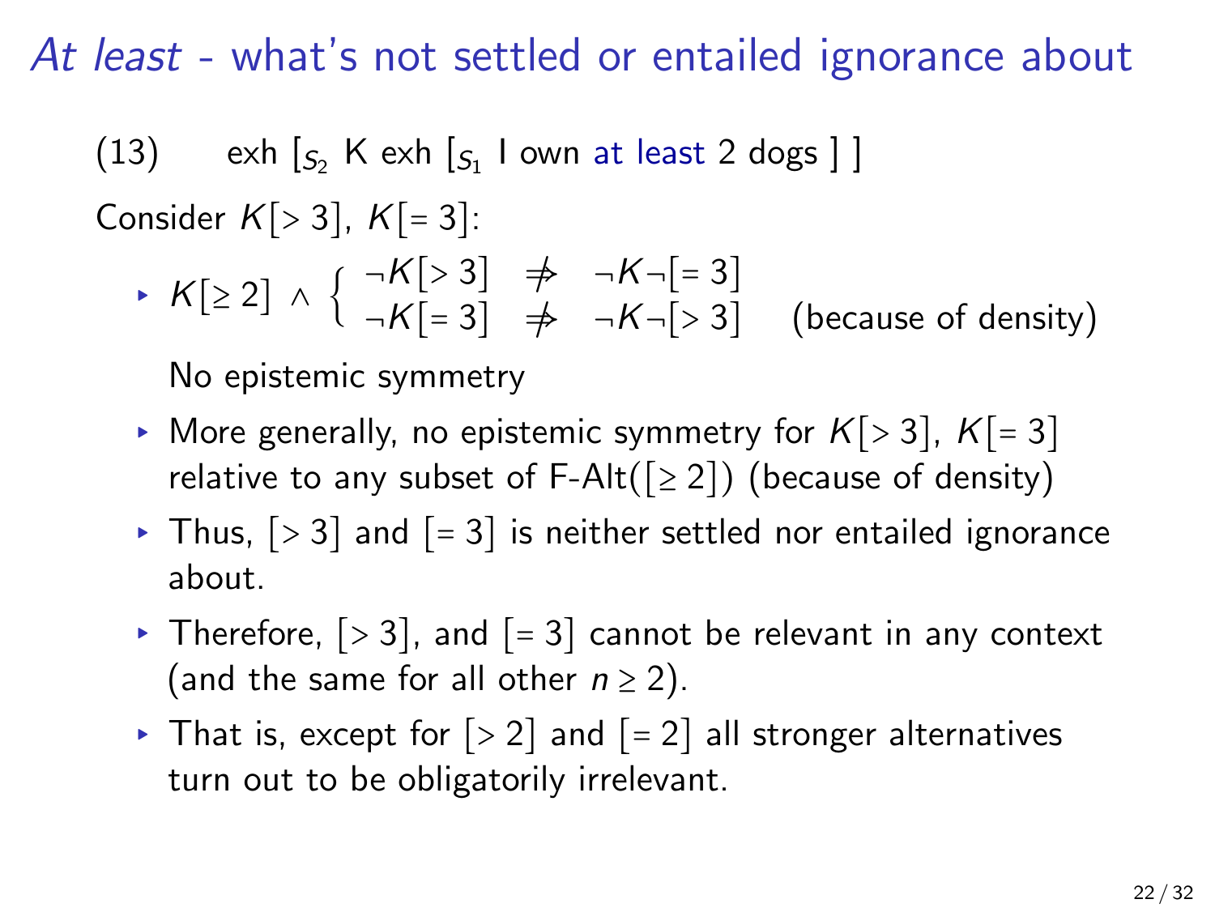# *At least* - what's not settled or entailed ignorance about

(13) exh $[_{S_2}$ K exh $[_{S_1}$ I own at least 2 dogs ] ]

Consider $K[>3]$, $K[=3]$:

- $K[\geq 2] \wedge \begin{cases} \neg K[>3] & \not\Rightarrow & \neg K \neg [=3] \\ \neg K[=3] & \not\Rightarrow & \neg K \neg [>3] \end{cases}$ (because of density)

  No epistemic symmetry

- More generally, no epistemic symmetry for $K[>3]$, $K[=3]$ relative to any subset of F-Alt($[\geq 2]$) (because of density)
- Thus, $[>3]$ and $[=3]$ is neither settled nor entailed ignorance about.
- Therefore, $[>3]$, and $[=3]$ cannot be relevant in any context (and the same for all other $n \geq 2$).
- That is, except for $[>2]$ and $[=2]$ all stronger alternatives turn out to be obligatorily irrelevant.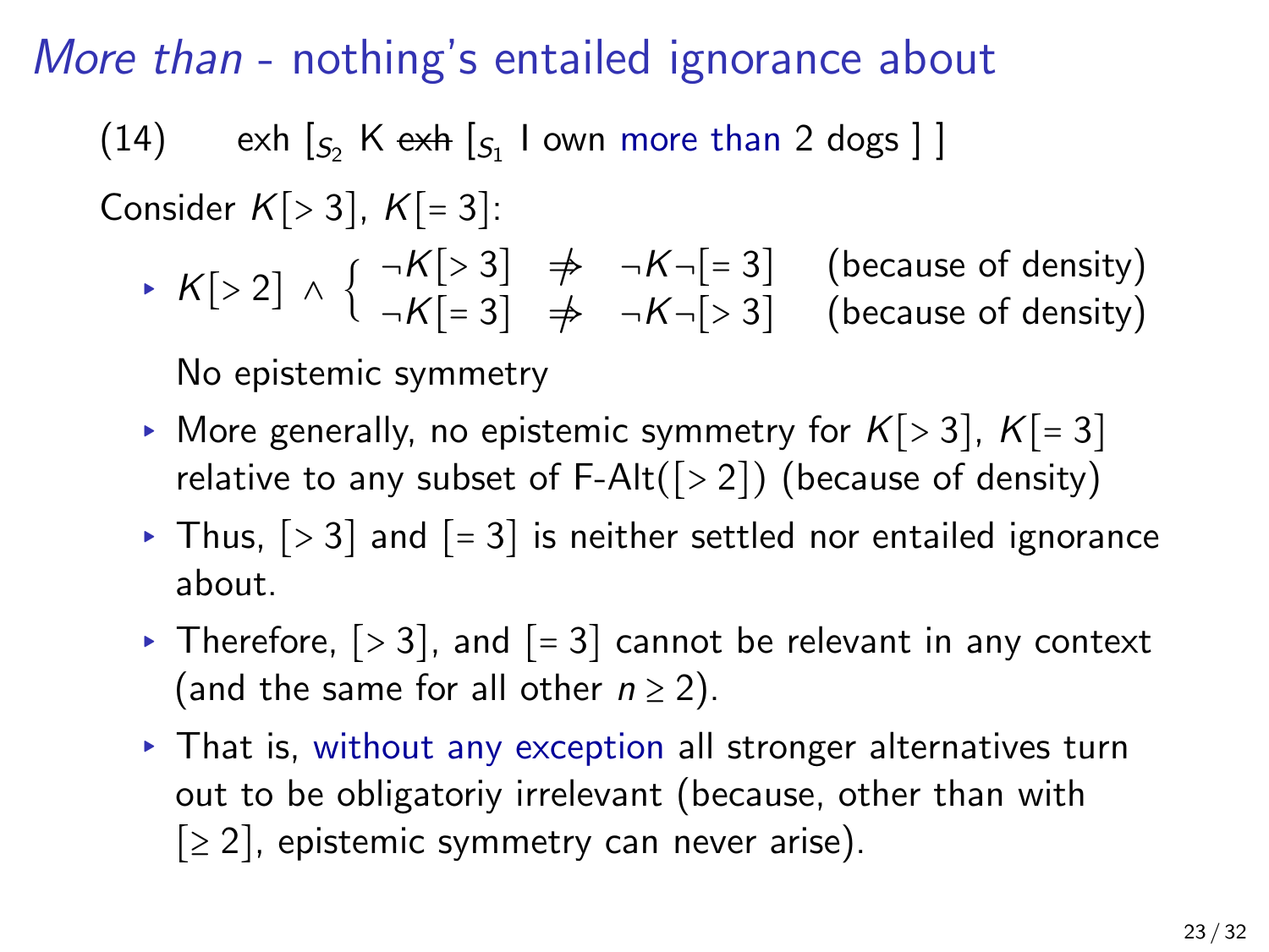# *More than* - nothing's entailed ignorance about

(14) exh $[_{S_2}$ K ~~exh~~ $[_{S_1}$ I own more than 2 dogs ] ]

Consider $K[>3]$, $K[=3]$:

- $K[>2] \wedge \begin{cases} \neg K[>3] \not\Rightarrow \neg K\neg[=3] & \text{(because of density)} \\ \neg K[=3] \not\Rightarrow \neg K\neg[>3] & \text{(because of density)} \end{cases}$

  No epistemic symmetry

- More generally, no epistemic symmetry for $K[>3]$, $K[=3]$ relative to any subset of F-Alt($[>2]$) (because of density)
- Thus, $[>3]$ and $[=3]$ is neither settled nor entailed ignorance about.
- Therefore, $[>3]$, and $[=3]$ cannot be relevant in any context (and the same for all other $n \geq 2$).
- That is, without any exception all stronger alternatives turn out to be obligatoriy irrelevant (because, other than with $[\geq 2]$, epistemic symmetry can never arise).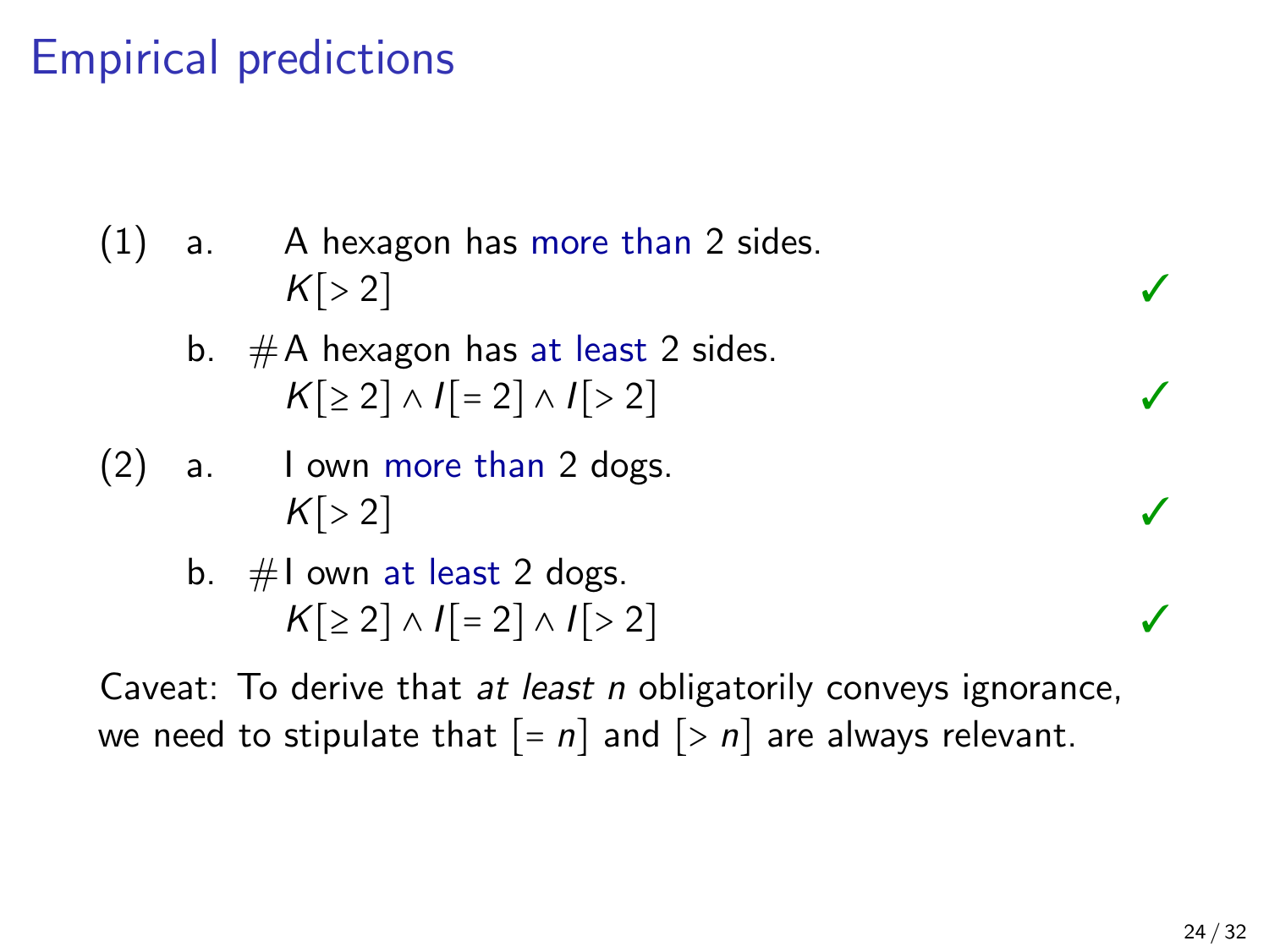# Empirical predictions

(1) a. A hexagon has more than 2 sides.
$K[>2]$ ✓

b. # A hexagon has at least 2 sides.
$K[\geq 2] \wedge I[=2] \wedge I[>2]$ ✓

(2) a. I own more than 2 dogs.
$K[>2]$ ✓

b. # I own at least 2 dogs.
$K[\geq 2] \wedge I[=2] \wedge I[>2]$ ✓

Caveat: To derive that *at least n* obligatorily conveys ignorance, we need to stipulate that $[=n]$ and $[>n]$ are always relevant.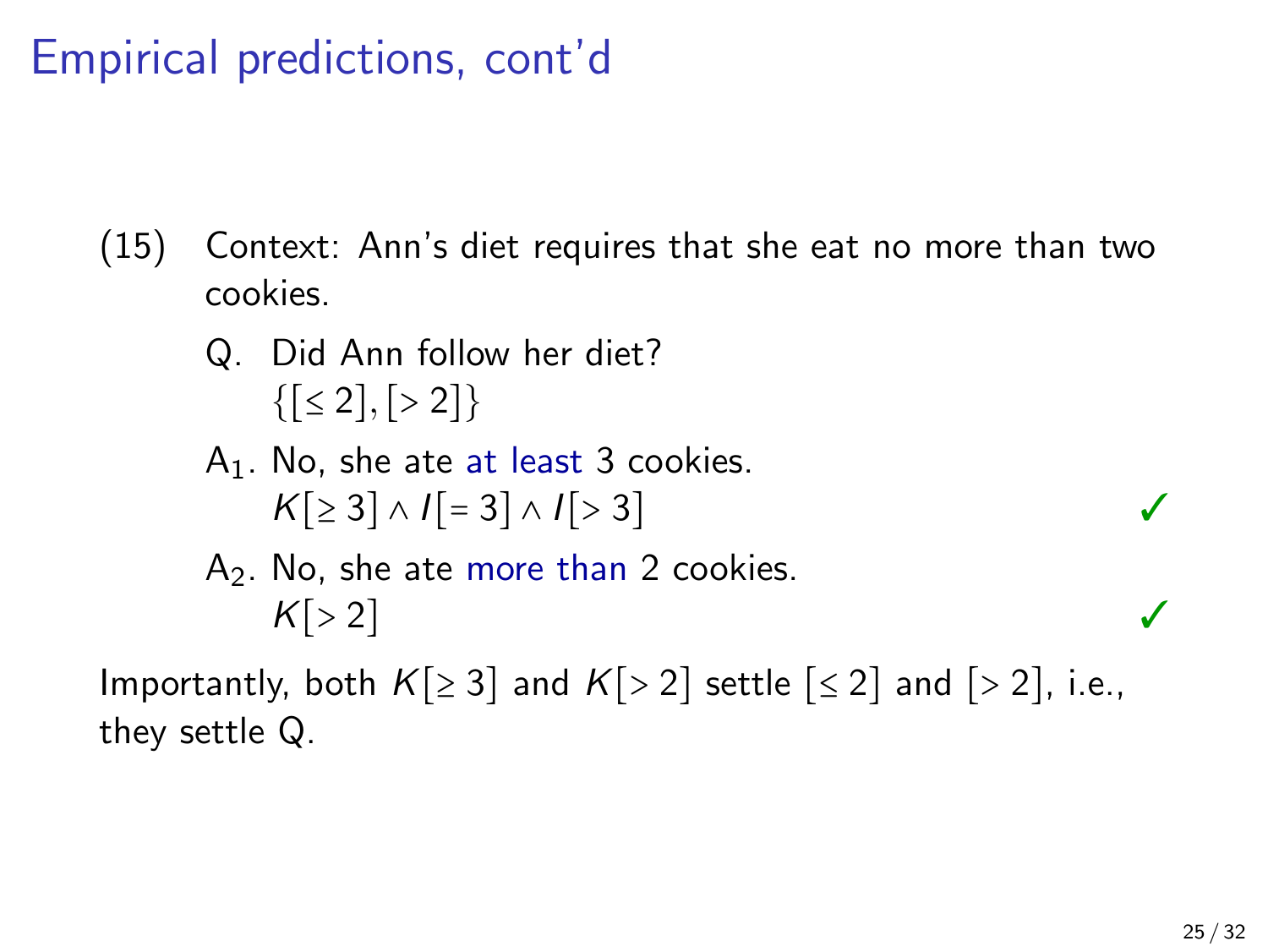# Empirical predictions, cont'd

(15) Context: Ann's diet requires that she eat no more than two cookies.

Q. Did Ann follow her diet?
$\{[\leq 2], [> 2]\}$

A$_1$. No, she ate at least 3 cookies.
$K[\geq 3] \wedge I[= 3] \wedge I[> 3]$ ✓

A$_2$. No, she ate more than 2 cookies.
$K[> 2]$ ✓

Importantly, both $K[\geq 3]$ and $K[> 2]$ settle $[\leq 2]$ and $[> 2]$, i.e., they settle Q.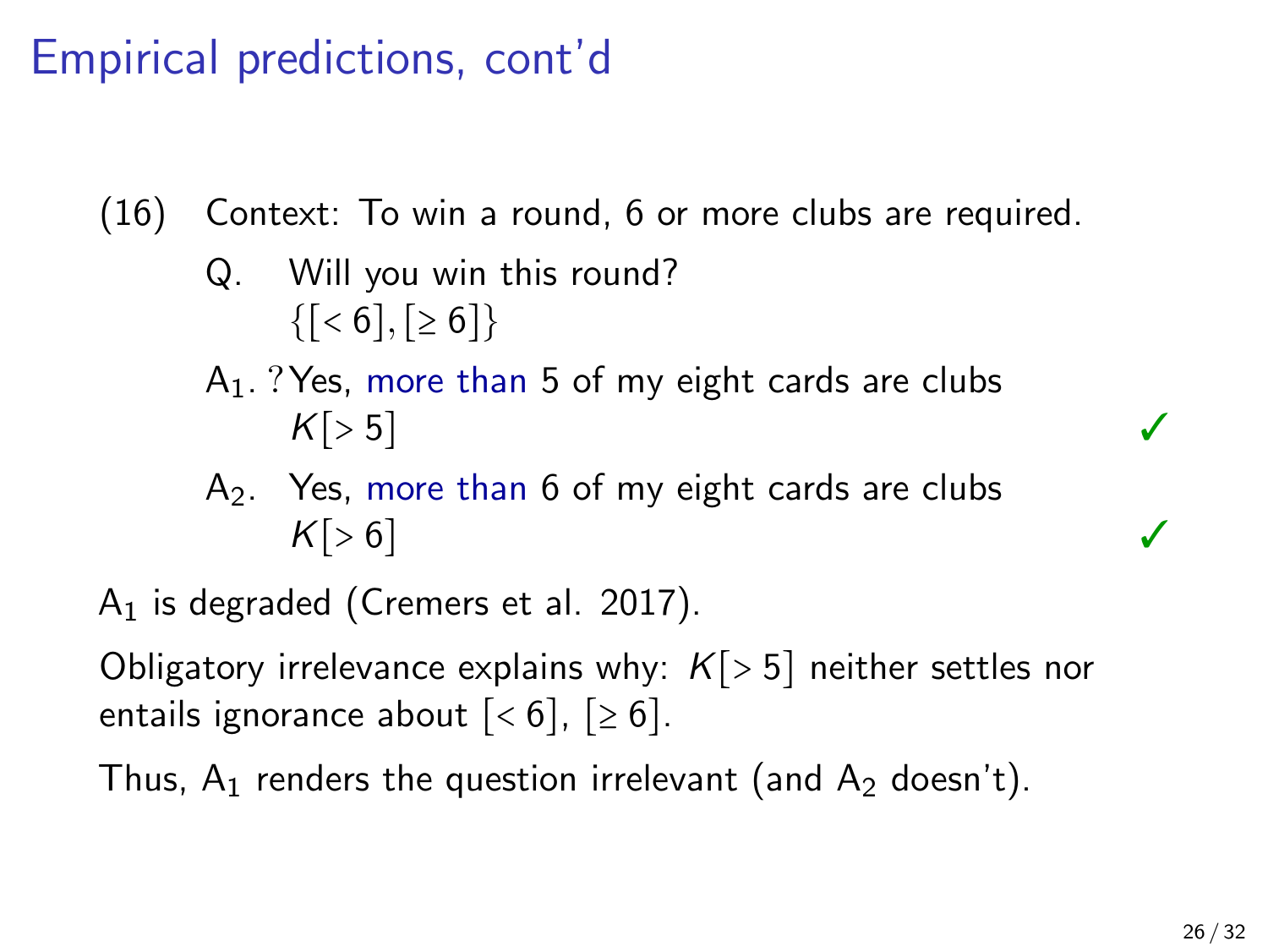# Empirical predictions, cont'd

(16) Context: To win a round, 6 or more clubs are required.

Q. Will you win this round?
$\{[<6], [\geq 6]\}$

$A_1$. ?Yes, more than 5 of my eight cards are clubs
$K[>5]$ ✓

$A_2$. Yes, more than 6 of my eight cards are clubs
$K[>6]$ ✓

$A_1$ is degraded (Cremers et al. 2017).

Obligatory irrelevance explains why: $K[>5]$ neither settles nor entails ignorance about $[<6]$, $[\geq 6]$.

Thus, $A_1$ renders the question irrelevant (and $A_2$ doesn't).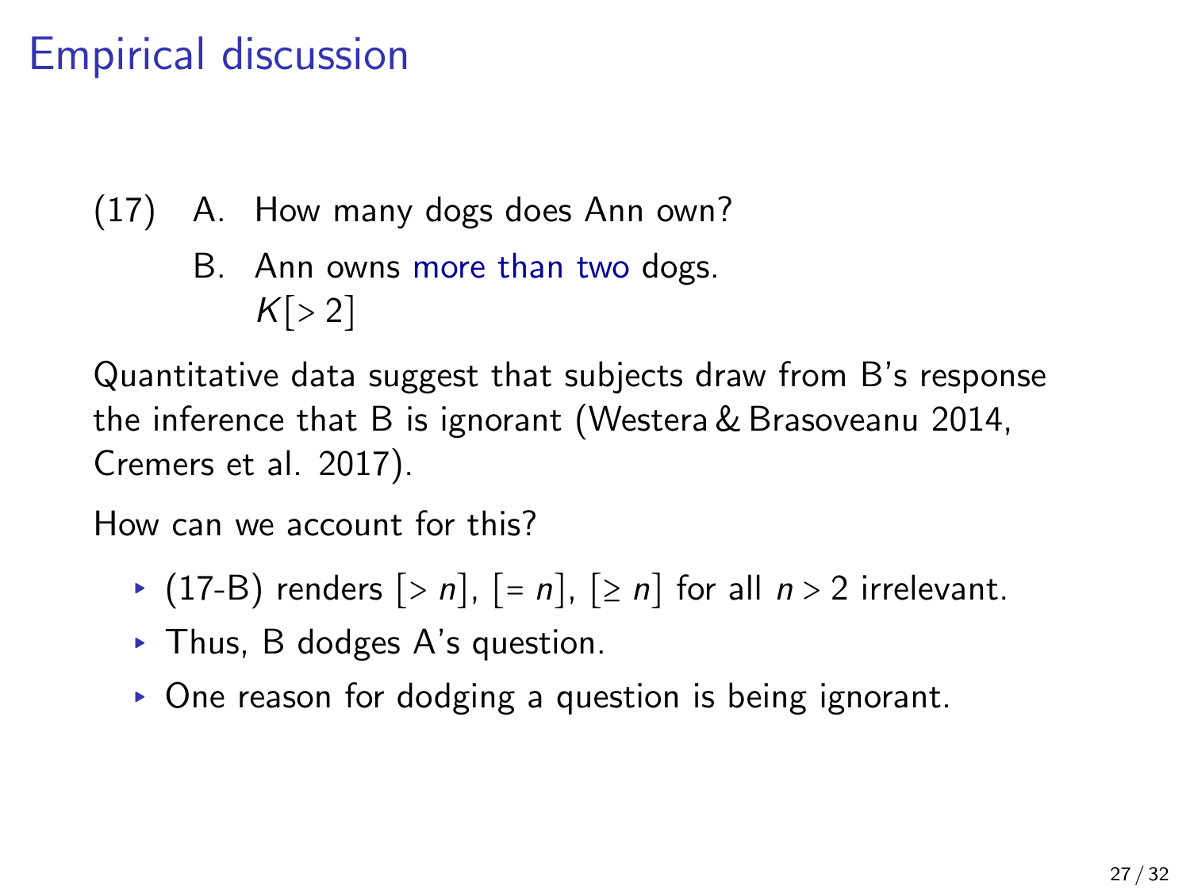# Empirical discussion

(17) A. How many dogs does Ann own?

B. Ann owns more than two dogs.
$K[>2]$

Quantitative data suggest that subjects draw from B's response the inference that B is ignorant (Westera & Brasoveanu 2014, Cremers et al. 2017).

How can we account for this?

- (17-B) renders $[>n]$, $[=n]$, $[\geq n]$ for all $n>2$ irrelevant.
- Thus, B dodges A's question.
- One reason for dodging a question is being ignorant.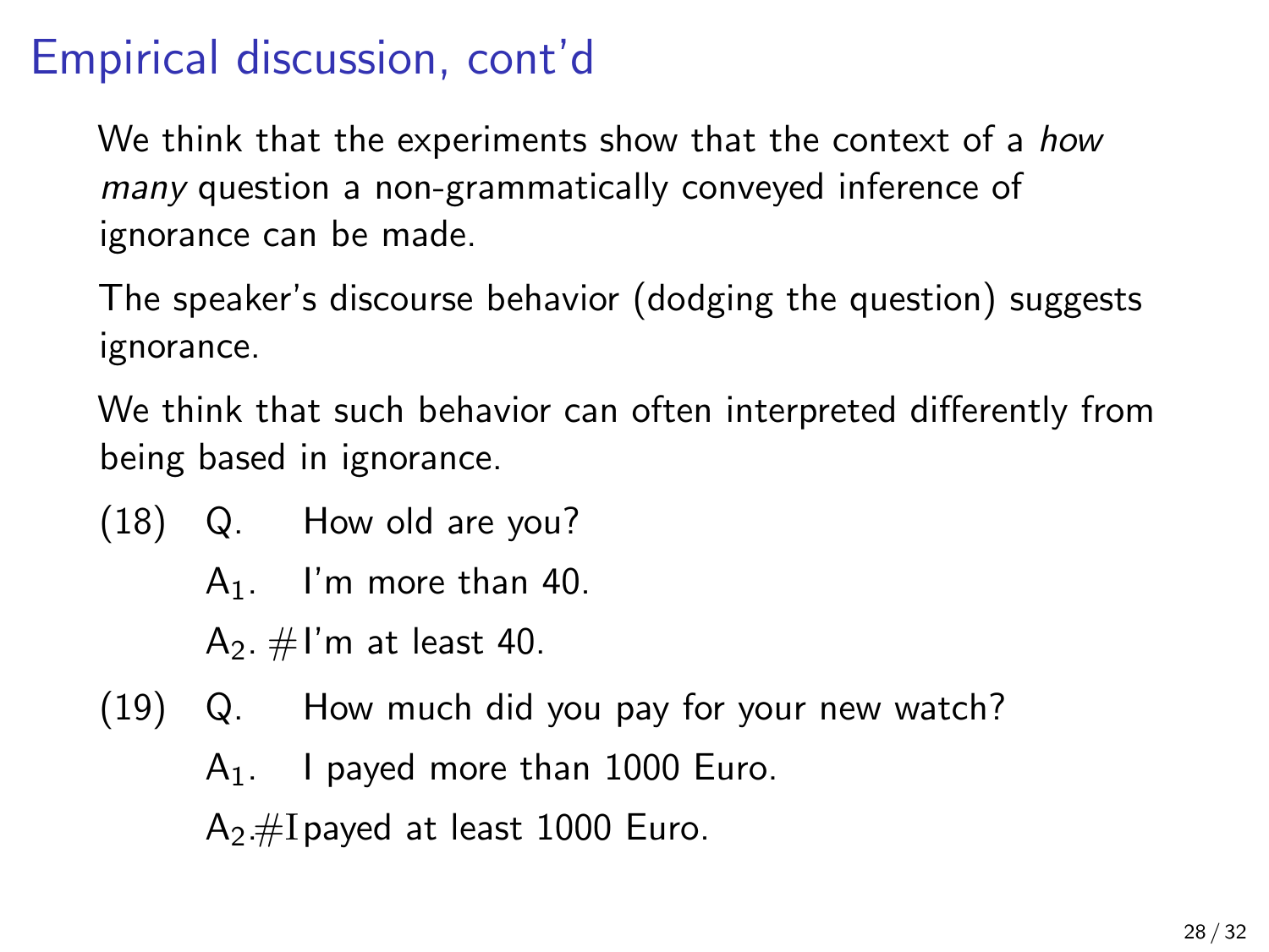# Empirical discussion, cont'd

We think that the experiments show that the context of a *how many* question a non-grammatically conveyed inference of ignorance can be made.

The speaker's discourse behavior (dodging the question) suggests ignorance.

We think that such behavior can often interpreted differently from being based in ignorance.

(18) Q. How old are you?

$A_1$. I'm more than 40.

$A_2$. #I'm at least 40.

(19) Q. How much did you pay for your new watch?

$A_1$. I payed more than 1000 Euro.

$A_2$. #I payed at least 1000 Euro.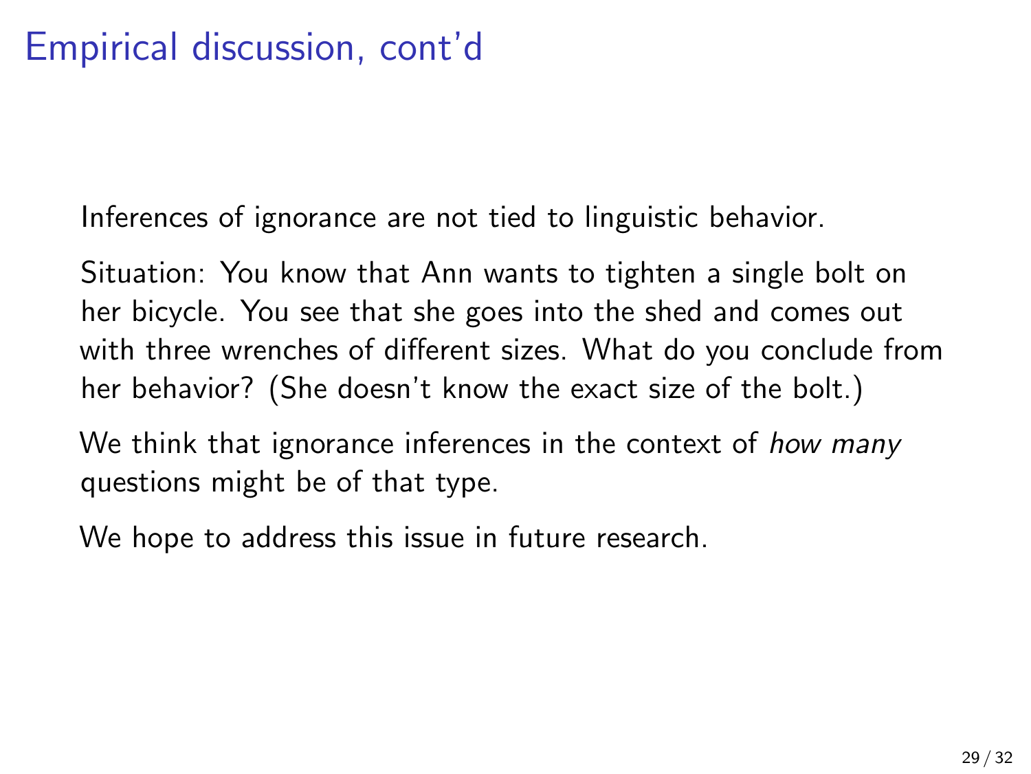# Empirical discussion, cont'd

Inferences of ignorance are not tied to linguistic behavior.

Situation: You know that Ann wants to tighten a single bolt on her bicycle. You see that she goes into the shed and comes out with three wrenches of different sizes. What do you conclude from her behavior? (She doesn't know the exact size of the bolt.)

We think that ignorance inferences in the context of *how many* questions might be of that type.

We hope to address this issue in future research.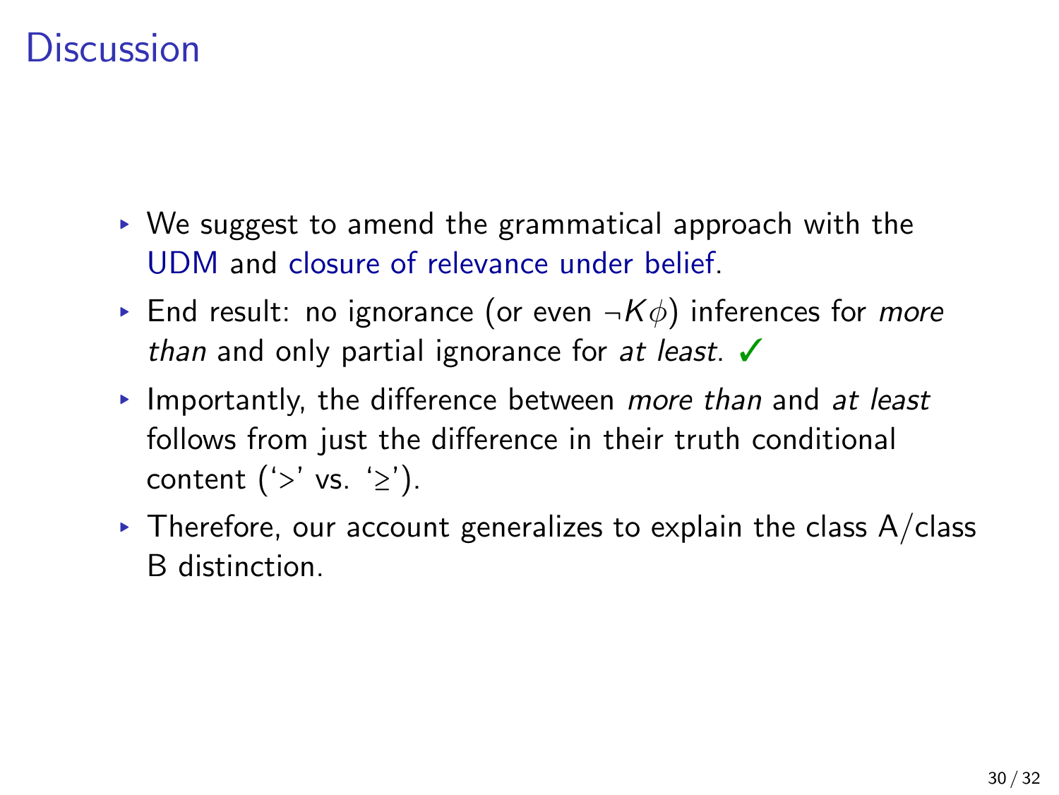# Discussion

- We suggest to amend the grammatical approach with the UDM and closure of relevance under belief.
- End result: no ignorance (or even $\neg K\phi$) inferences for *more than* and only partial ignorance for *at least*. ✓
- Importantly, the difference between *more than* and *at least* follows from just the difference in their truth conditional content ('$>$' vs. '$\geq$').
- Therefore, our account generalizes to explain the class A/class B distinction.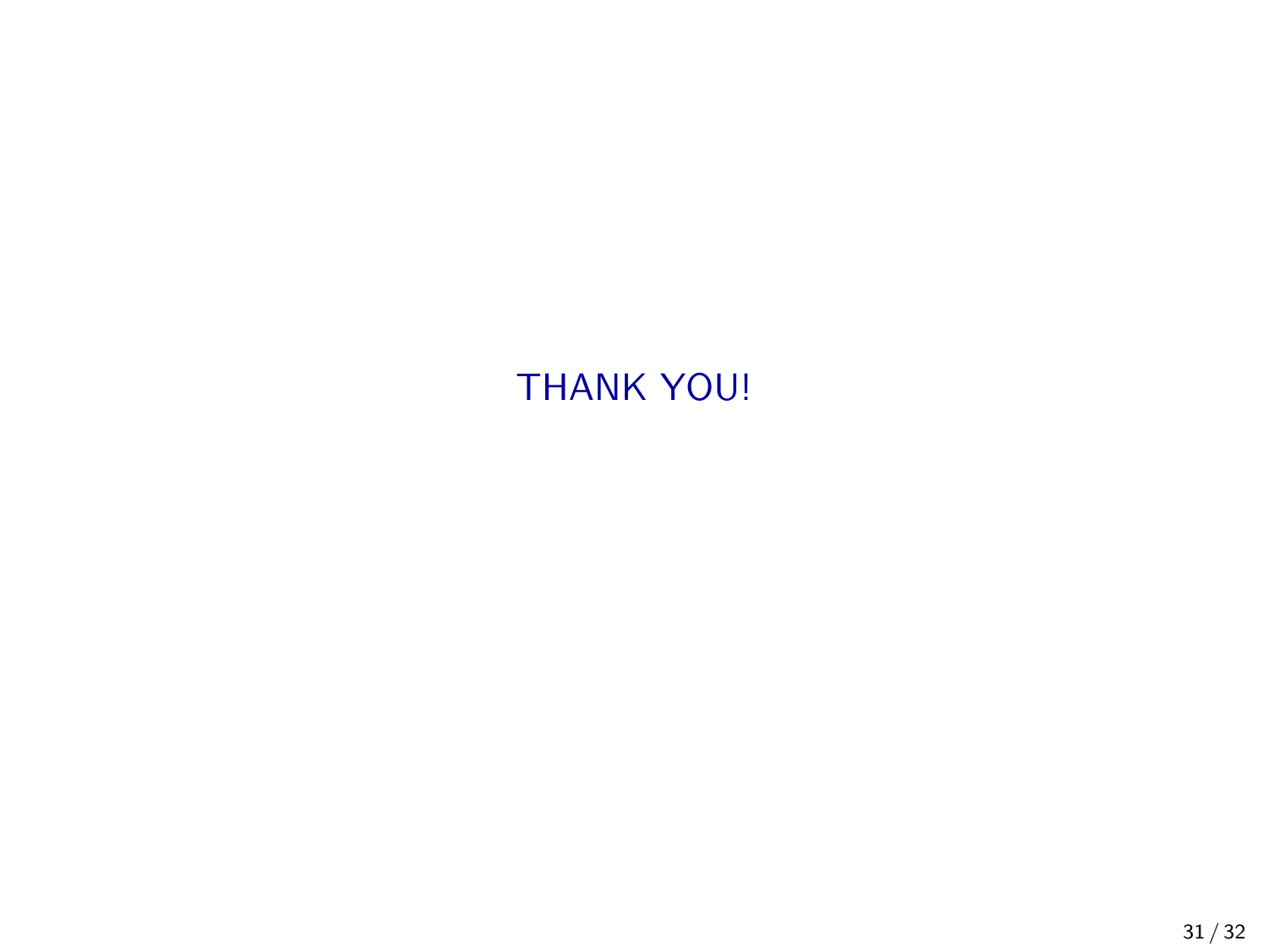THANK YOU!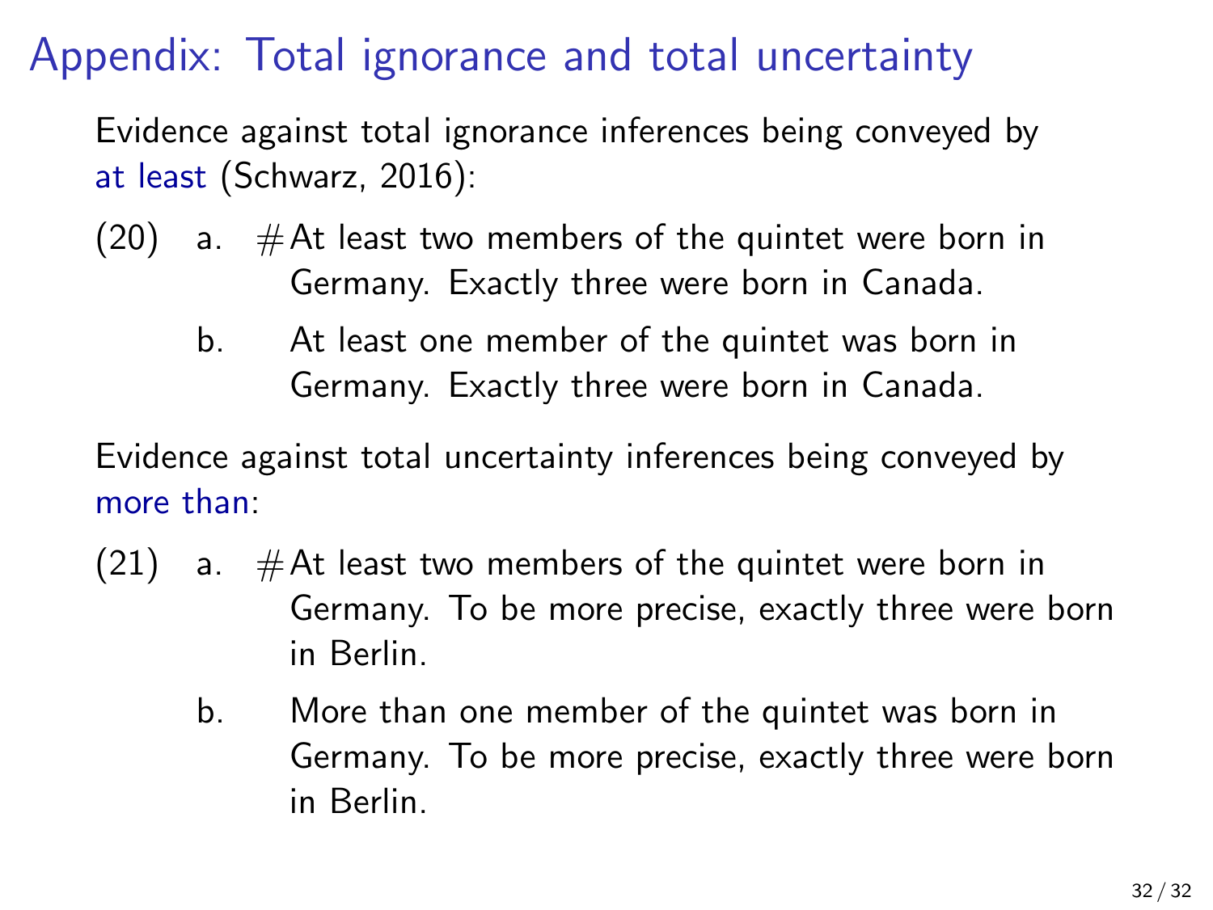# Appendix: Total ignorance and total uncertainty

Evidence against total ignorance inferences being conveyed by at least (Schwarz, 2016):

(20) a. # At least two members of the quintet were born in Germany. Exactly three were born in Canada.

b. At least one member of the quintet was born in Germany. Exactly three were born in Canada.

Evidence against total uncertainty inferences being conveyed by more than:

(21) a. # At least two members of the quintet were born in Germany. To be more precise, exactly three were born in Berlin.

b. More than one member of the quintet was born in Germany. To be more precise, exactly three were born in Berlin.